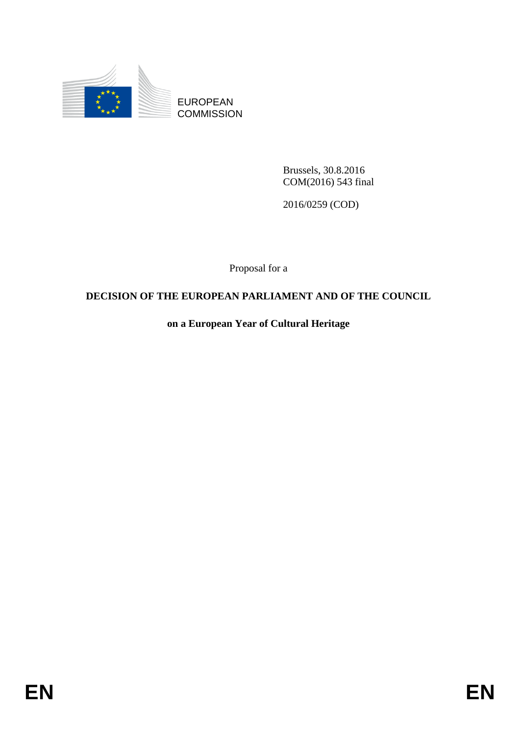EUROPEAN
COMMISSION

Brussels, 30.8.2016
COM(2016) 543 final

2016/0259 (COD)

Proposal for a

**DECISION OF THE EUROPEAN PARLIAMENT AND OF THE COUNCIL**

**on a European Year of Cultural Heritage**

EN EN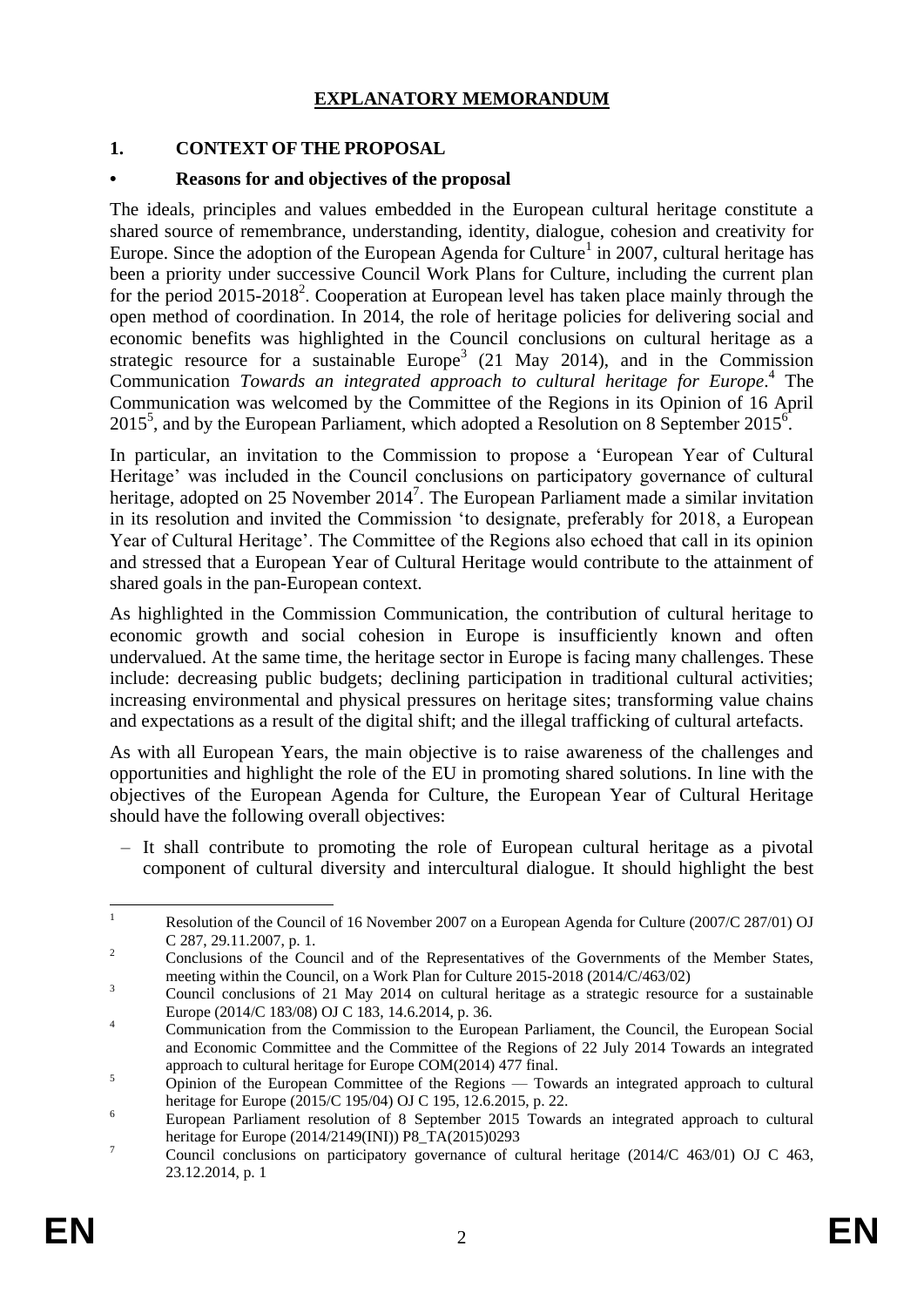# EXPLANATORY MEMORANDUM

## 1. CONTEXT OF THE PROPOSAL

### • Reasons for and objectives of the proposal

The ideals, principles and values embedded in the European cultural heritage constitute a shared source of remembrance, understanding, identity, dialogue, cohesion and creativity for Europe. Since the adoption of the European Agenda for Culture[1] in 2007, cultural heritage has been a priority under successive Council Work Plans for Culture, including the current plan for the period 2015-2018[2]. Cooperation at European level has taken place mainly through the open method of coordination. In 2014, the role of heritage policies for delivering social and economic benefits was highlighted in the Council conclusions on cultural heritage as a strategic resource for a sustainable Europe[3] (21 May 2014), and in the Commission Communication *Towards an integrated approach to cultural heritage for Europe*.[4] The Communication was welcomed by the Committee of the Regions in its Opinion of 16 April 2015[5], and by the European Parliament, which adopted a Resolution on 8 September 2015[6].

In particular, an invitation to the Commission to propose a 'European Year of Cultural Heritage' was included in the Council conclusions on participatory governance of cultural heritage, adopted on 25 November 2014[7]. The European Parliament made a similar invitation in its resolution and invited the Commission 'to designate, preferably for 2018, a European Year of Cultural Heritage'. The Committee of the Regions also echoed that call in its opinion and stressed that a European Year of Cultural Heritage would contribute to the attainment of shared goals in the pan-European context.

As highlighted in the Commission Communication, the contribution of cultural heritage to economic growth and social cohesion in Europe is insufficiently known and often undervalued. At the same time, the heritage sector in Europe is facing many challenges. These include: decreasing public budgets; declining participation in traditional cultural activities; increasing environmental and physical pressures on heritage sites; transforming value chains and expectations as a result of the digital shift; and the illegal trafficking of cultural artefacts.

As with all European Years, the main objective is to raise awareness of the challenges and opportunities and highlight the role of the EU in promoting shared solutions. In line with the objectives of the European Agenda for Culture, the European Year of Cultural Heritage should have the following overall objectives:

– It shall contribute to promoting the role of European cultural heritage as a pivotal component of cultural diversity and intercultural dialogue. It should highlight the best

---

[1] Resolution of the Council of 16 November 2007 on a European Agenda for Culture (2007/C 287/01) OJ C 287, 29.11.2007, p. 1.

[2] Conclusions of the Council and of the Representatives of the Governments of the Member States, meeting within the Council, on a Work Plan for Culture 2015-2018 (2014/C/463/02)

[3] Council conclusions of 21 May 2014 on cultural heritage as a strategic resource for a sustainable Europe (2014/C 183/08) OJ C 183, 14.6.2014, p. 36.

[4] Communication from the Commission to the European Parliament, the Council, the European Social and Economic Committee and the Committee of the Regions of 22 July 2014 Towards an integrated approach to cultural heritage for Europe COM(2014) 477 final.

[5] Opinion of the European Committee of the Regions — Towards an integrated approach to cultural heritage for Europe (2015/C 195/04) OJ C 195, 12.6.2015, p. 22.

[6] European Parliament resolution of 8 September 2015 Towards an integrated approach to cultural heritage for Europe (2014/2149(INI)) P8_TA(2015)0293

[7] Council conclusions on participatory governance of cultural heritage (2014/C 463/01) OJ C 463, 23.12.2014, p. 1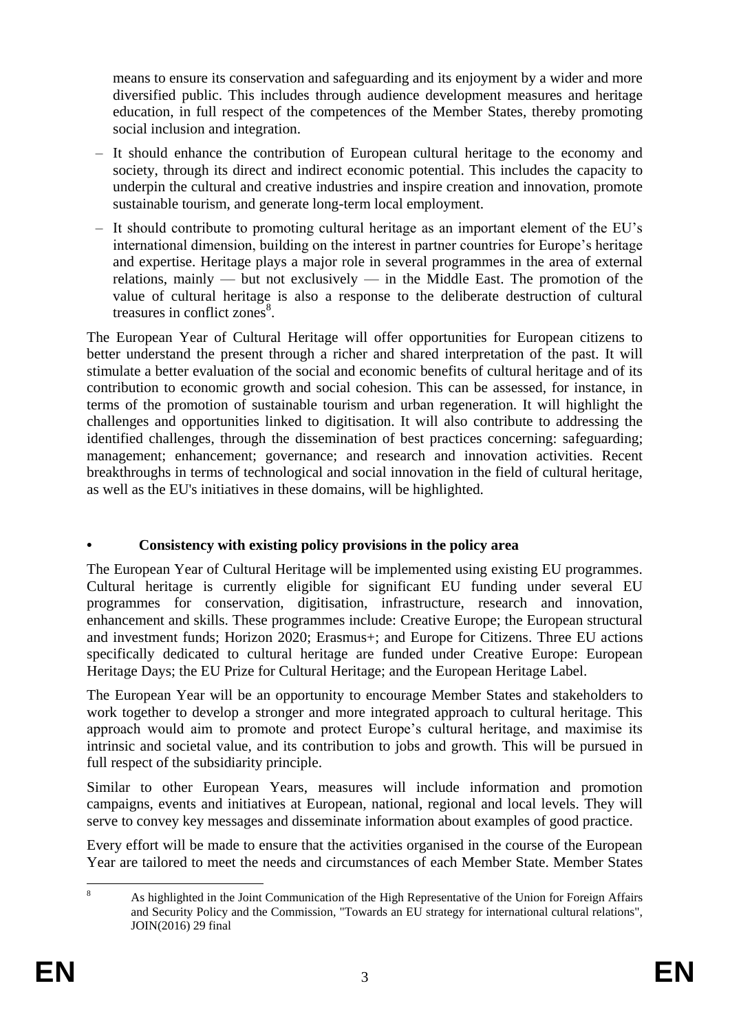means to ensure its conservation and safeguarding and its enjoyment by a wider and more diversified public. This includes through audience development measures and heritage education, in full respect of the competences of the Member States, thereby promoting social inclusion and integration.

- It should enhance the contribution of European cultural heritage to the economy and society, through its direct and indirect economic potential. This includes the capacity to underpin the cultural and creative industries and inspire creation and innovation, promote sustainable tourism, and generate long-term local employment.
- It should contribute to promoting cultural heritage as an important element of the EU's international dimension, building on the interest in partner countries for Europe's heritage and expertise. Heritage plays a major role in several programmes in the area of external relations, mainly — but not exclusively — in the Middle East. The promotion of the value of cultural heritage is also a response to the deliberate destruction of cultural treasures in conflict zones[8].

The European Year of Cultural Heritage will offer opportunities for European citizens to better understand the present through a richer and shared interpretation of the past. It will stimulate a better evaluation of the social and economic benefits of cultural heritage and of its contribution to economic growth and social cohesion. This can be assessed, for instance, in terms of the promotion of sustainable tourism and urban regeneration. It will highlight the challenges and opportunities linked to digitisation. It will also contribute to addressing the identified challenges, through the dissemination of best practices concerning: safeguarding; management; enhancement; governance; and research and innovation activities. Recent breakthroughs in terms of technological and social innovation in the field of cultural heritage, as well as the EU's initiatives in these domains, will be highlighted.

## • Consistency with existing policy provisions in the policy area

The European Year of Cultural Heritage will be implemented using existing EU programmes. Cultural heritage is currently eligible for significant EU funding under several EU programmes for conservation, digitisation, infrastructure, research and innovation, enhancement and skills. These programmes include: Creative Europe; the European structural and investment funds; Horizon 2020; Erasmus+; and Europe for Citizens. Three EU actions specifically dedicated to cultural heritage are funded under Creative Europe: European Heritage Days; the EU Prize for Cultural Heritage; and the European Heritage Label.

The European Year will be an opportunity to encourage Member States and stakeholders to work together to develop a stronger and more integrated approach to cultural heritage. This approach would aim to promote and protect Europe's cultural heritage, and maximise its intrinsic and societal value, and its contribution to jobs and growth. This will be pursued in full respect of the subsidiarity principle.

Similar to other European Years, measures will include information and promotion campaigns, events and initiatives at European, national, regional and local levels. They will serve to convey key messages and disseminate information about examples of good practice.

Every effort will be made to ensure that the activities organised in the course of the European Year are tailored to meet the needs and circumstances of each Member State. Member States

[8] As highlighted in the Joint Communication of the High Representative of the Union for Foreign Affairs and Security Policy and the Commission, "Towards an EU strategy for international cultural relations", JOIN(2016) 29 final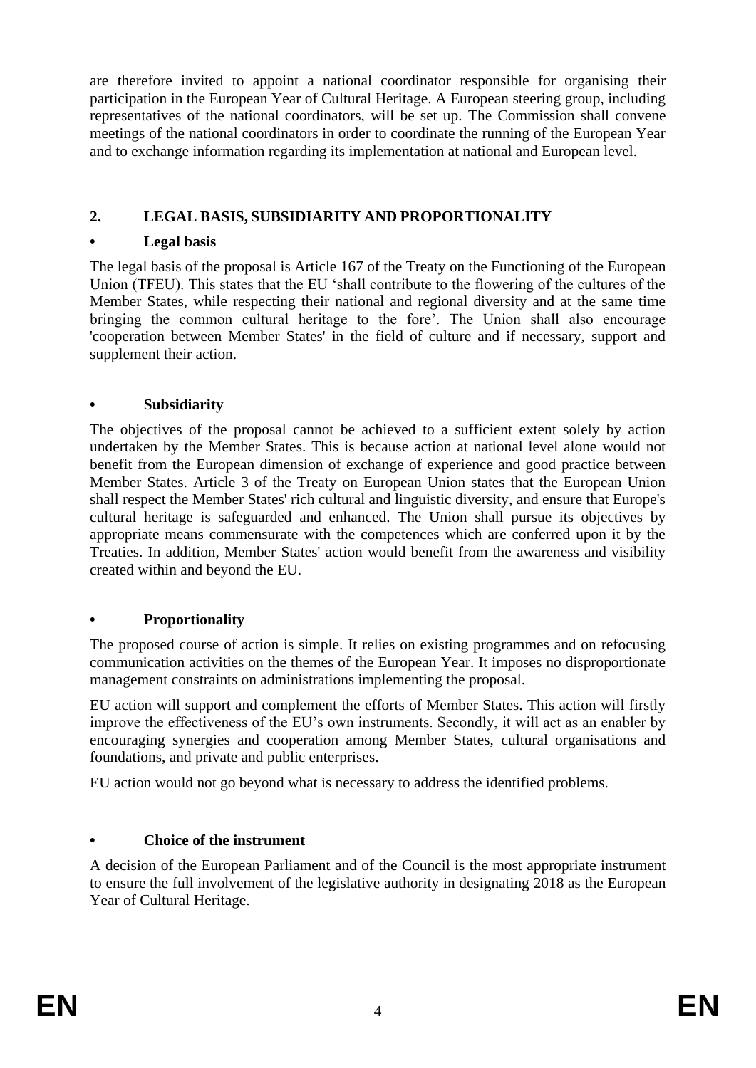are therefore invited to appoint a national coordinator responsible for organising their participation in the European Year of Cultural Heritage. A European steering group, including representatives of the national coordinators, will be set up. The Commission shall convene meetings of the national coordinators in order to coordinate the running of the European Year and to exchange information regarding its implementation at national and European level.

## 2. LEGAL BASIS, SUBSIDIARITY AND PROPORTIONALITY

### • Legal basis

The legal basis of the proposal is Article 167 of the Treaty on the Functioning of the European Union (TFEU). This states that the EU 'shall contribute to the flowering of the cultures of the Member States, while respecting their national and regional diversity and at the same time bringing the common cultural heritage to the fore'. The Union shall also encourage 'cooperation between Member States' in the field of culture and if necessary, support and supplement their action.

### • Subsidiarity

The objectives of the proposal cannot be achieved to a sufficient extent solely by action undertaken by the Member States. This is because action at national level alone would not benefit from the European dimension of exchange of experience and good practice between Member States. Article 3 of the Treaty on European Union states that the European Union shall respect the Member States' rich cultural and linguistic diversity, and ensure that Europe's cultural heritage is safeguarded and enhanced. The Union shall pursue its objectives by appropriate means commensurate with the competences which are conferred upon it by the Treaties. In addition, Member States' action would benefit from the awareness and visibility created within and beyond the EU.

### • Proportionality

The proposed course of action is simple. It relies on existing programmes and on refocusing communication activities on the themes of the European Year. It imposes no disproportionate management constraints on administrations implementing the proposal.

EU action will support and complement the efforts of Member States. This action will firstly improve the effectiveness of the EU's own instruments. Secondly, it will act as an enabler by encouraging synergies and cooperation among Member States, cultural organisations and foundations, and private and public enterprises.

EU action would not go beyond what is necessary to address the identified problems.

### • Choice of the instrument

A decision of the European Parliament and of the Council is the most appropriate instrument to ensure the full involvement of the legislative authority in designating 2018 as the European Year of Cultural Heritage.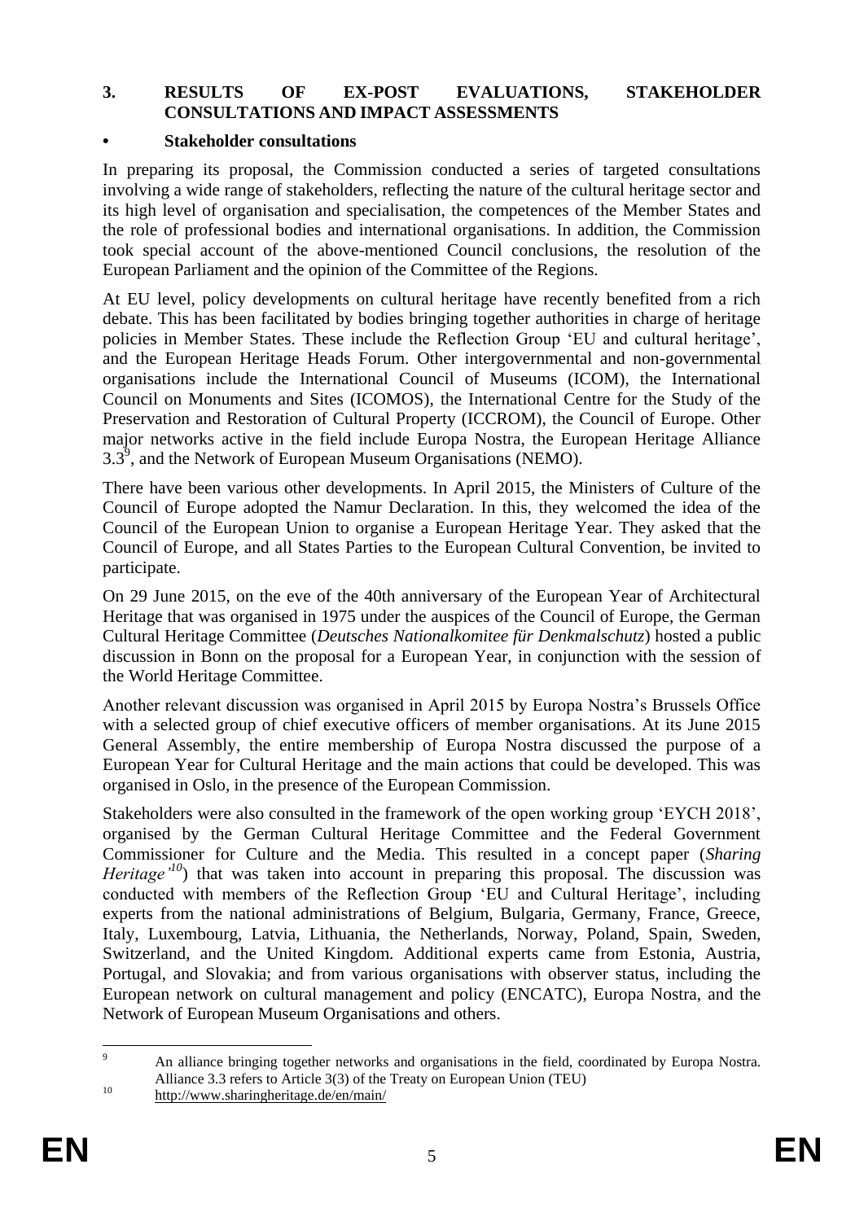## 3. RESULTS OF EX-POST EVALUATIONS, STAKEHOLDER CONSULTATIONS AND IMPACT ASSESSMENTS

### • Stakeholder consultations

In preparing its proposal, the Commission conducted a series of targeted consultations involving a wide range of stakeholders, reflecting the nature of the cultural heritage sector and its high level of organisation and specialisation, the competences of the Member States and the role of professional bodies and international organisations. In addition, the Commission took special account of the above-mentioned Council conclusions, the resolution of the European Parliament and the opinion of the Committee of the Regions.

At EU level, policy developments on cultural heritage have recently benefited from a rich debate. This has been facilitated by bodies bringing together authorities in charge of heritage policies in Member States. These include the Reflection Group 'EU and cultural heritage', and the European Heritage Heads Forum. Other intergovernmental and non-governmental organisations include the International Council of Museums (ICOM), the International Council on Monuments and Sites (ICOMOS), the International Centre for the Study of the Preservation and Restoration of Cultural Property (ICCROM), the Council of Europe. Other major networks active in the field include Europa Nostra, the European Heritage Alliance 3.3[9], and the Network of European Museum Organisations (NEMO).

There have been various other developments. In April 2015, the Ministers of Culture of the Council of Europe adopted the Namur Declaration. In this, they welcomed the idea of the Council of the European Union to organise a European Heritage Year. They asked that the Council of Europe, and all States Parties to the European Cultural Convention, be invited to participate.

On 29 June 2015, on the eve of the 40th anniversary of the European Year of Architectural Heritage that was organised in 1975 under the auspices of the Council of Europe, the German Cultural Heritage Committee (*Deutsches Nationalkomitee für Denkmalschutz*) hosted a public discussion in Bonn on the proposal for a European Year, in conjunction with the session of the World Heritage Committee.

Another relevant discussion was organised in April 2015 by Europa Nostra's Brussels Office with a selected group of chief executive officers of member organisations. At its June 2015 General Assembly, the entire membership of Europa Nostra discussed the purpose of a European Year for Cultural Heritage and the main actions that could be developed. This was organised in Oslo, in the presence of the European Commission.

Stakeholders were also consulted in the framework of the open working group 'EYCH 2018', organised by the German Cultural Heritage Committee and the Federal Government Commissioner for Culture and the Media. This resulted in a concept paper (*Sharing Heritage'*[10]) that was taken into account in preparing this proposal. The discussion was conducted with members of the Reflection Group 'EU and Cultural Heritage', including experts from the national administrations of Belgium, Bulgaria, Germany, France, Greece, Italy, Luxembourg, Latvia, Lithuania, the Netherlands, Norway, Poland, Spain, Sweden, Switzerland, and the United Kingdom. Additional experts came from Estonia, Austria, Portugal, and Slovakia; and from various organisations with observer status, including the European network on cultural management and policy (ENCATC), Europa Nostra, and the Network of European Museum Organisations and others.

---

[9] An alliance bringing together networks and organisations in the field, coordinated by Europa Nostra. Alliance 3.3 refers to Article 3(3) of the Treaty on European Union (TEU)

[10] http://www.sharingheritage.de/en/main/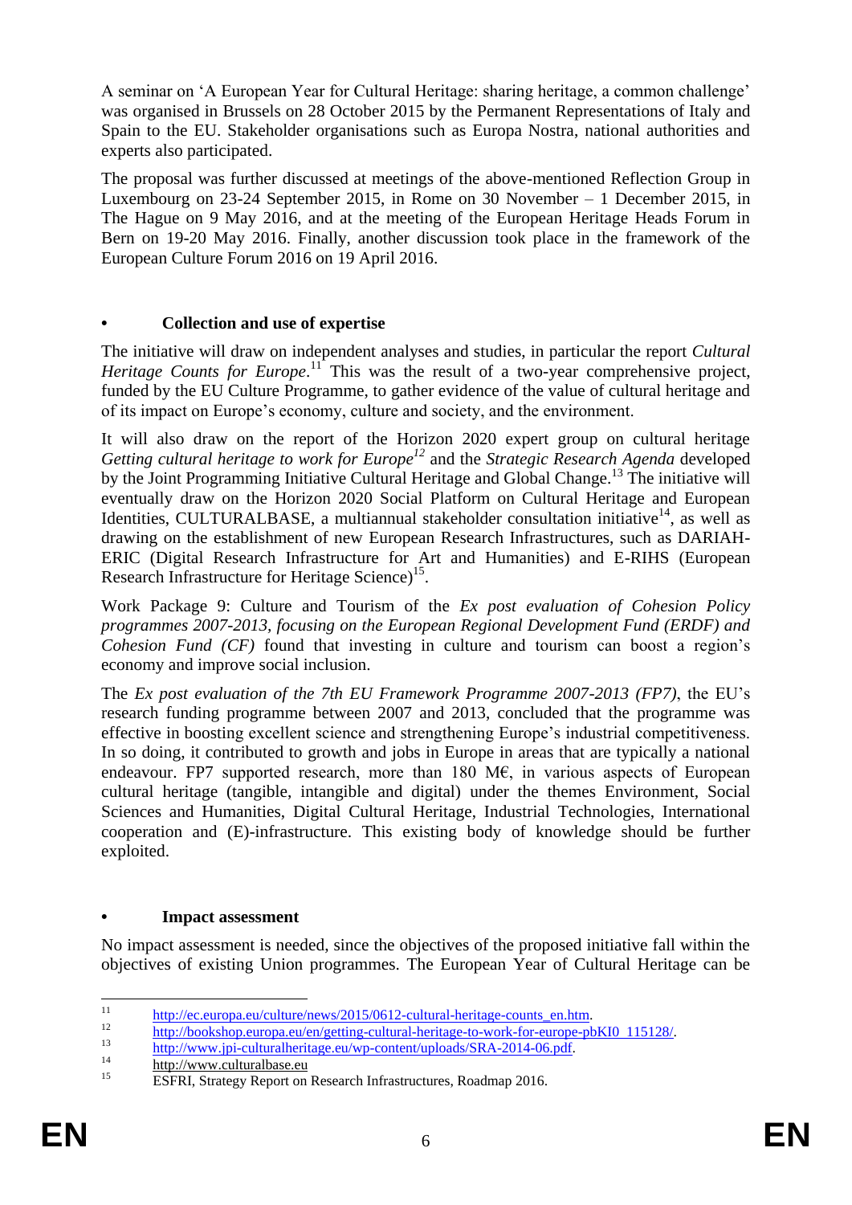A seminar on 'A European Year for Cultural Heritage: sharing heritage, a common challenge' was organised in Brussels on 28 October 2015 by the Permanent Representations of Italy and Spain to the EU. Stakeholder organisations such as Europa Nostra, national authorities and experts also participated.

The proposal was further discussed at meetings of the above-mentioned Reflection Group in Luxembourg on 23-24 September 2015, in Rome on 30 November – 1 December 2015, in The Hague on 9 May 2016, and at the meeting of the European Heritage Heads Forum in Bern on 19-20 May 2016. Finally, another discussion took place in the framework of the European Culture Forum 2016 on 19 April 2016.

- **Collection and use of expertise**

The initiative will draw on independent analyses and studies, in particular the report *Cultural Heritage Counts for Europe*.[11] This was the result of a two-year comprehensive project, funded by the EU Culture Programme, to gather evidence of the value of cultural heritage and of its impact on Europe's economy, culture and society, and the environment.

It will also draw on the report of the Horizon 2020 expert group on cultural heritage *Getting cultural heritage to work for Europe*[12] and the *Strategic Research Agenda* developed by the Joint Programming Initiative Cultural Heritage and Global Change.[13] The initiative will eventually draw on the Horizon 2020 Social Platform on Cultural Heritage and European Identities, CULTURALBASE, a multiannual stakeholder consultation initiative[14], as well as drawing on the establishment of new European Research Infrastructures, such as DARIAH-ERIC (Digital Research Infrastructure for Art and Humanities) and E-RIHS (European Research Infrastructure for Heritage Science)[15].

Work Package 9: Culture and Tourism of the *Ex post evaluation of Cohesion Policy programmes 2007-2013, focusing on the European Regional Development Fund (ERDF) and Cohesion Fund (CF)* found that investing in culture and tourism can boost a region's economy and improve social inclusion.

The *Ex post evaluation of the 7th EU Framework Programme 2007-2013 (FP7)*, the EU's research funding programme between 2007 and 2013, concluded that the programme was effective in boosting excellent science and strengthening Europe's industrial competitiveness. In so doing, it contributed to growth and jobs in Europe in areas that are typically a national endeavour. FP7 supported research, more than 180 M€, in various aspects of European cultural heritage (tangible, intangible and digital) under the themes Environment, Social Sciences and Humanities, Digital Cultural Heritage, Industrial Technologies, International cooperation and (E)-infrastructure. This existing body of knowledge should be further exploited.

- **Impact assessment**

No impact assessment is needed, since the objectives of the proposed initiative fall within the objectives of existing Union programmes. The European Year of Cultural Heritage can be

---

[11] http://ec.europa.eu/culture/news/2015/0612-cultural-heritage-counts_en.htm.

[12] http://bookshop.europa.eu/en/getting-cultural-heritage-to-work-for-europe-pbKI0_115128/.

[13] http://www.jpi-culturalheritage.eu/wp-content/uploads/SRA-2014-06.pdf.

[14] http://www.culturalbase.eu

[15] ESFRI, Strategy Report on Research Infrastructures, Roadmap 2016.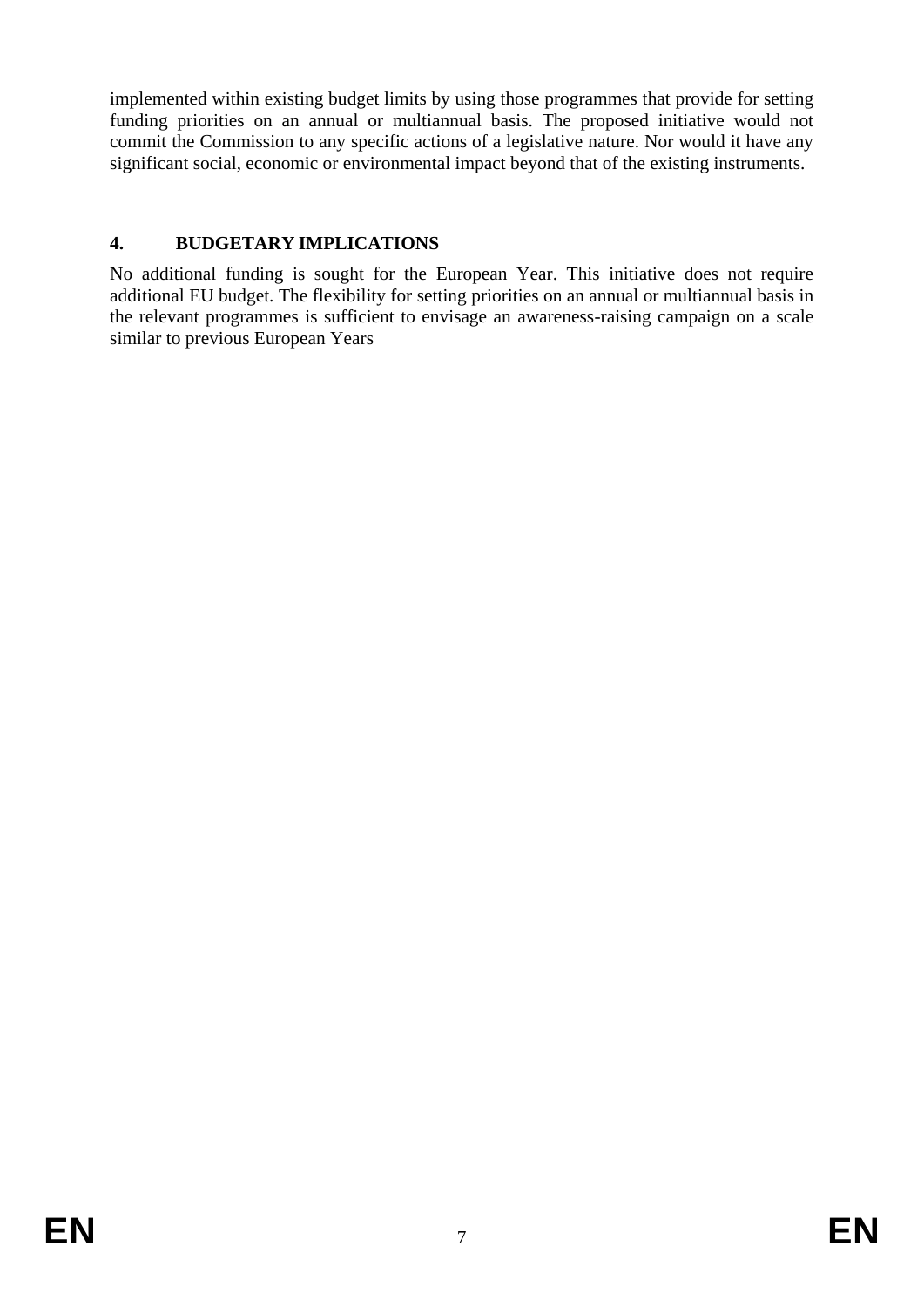implemented within existing budget limits by using those programmes that provide for setting funding priorities on an annual or multiannual basis. The proposed initiative would not commit the Commission to any specific actions of a legislative nature. Nor would it have any significant social, economic or environmental impact beyond that of the existing instruments.

## 4. BUDGETARY IMPLICATIONS

No additional funding is sought for the European Year. This initiative does not require additional EU budget. The flexibility for setting priorities on an annual or multiannual basis in the relevant programmes is sufficient to envisage an awareness-raising campaign on a scale similar to previous European Years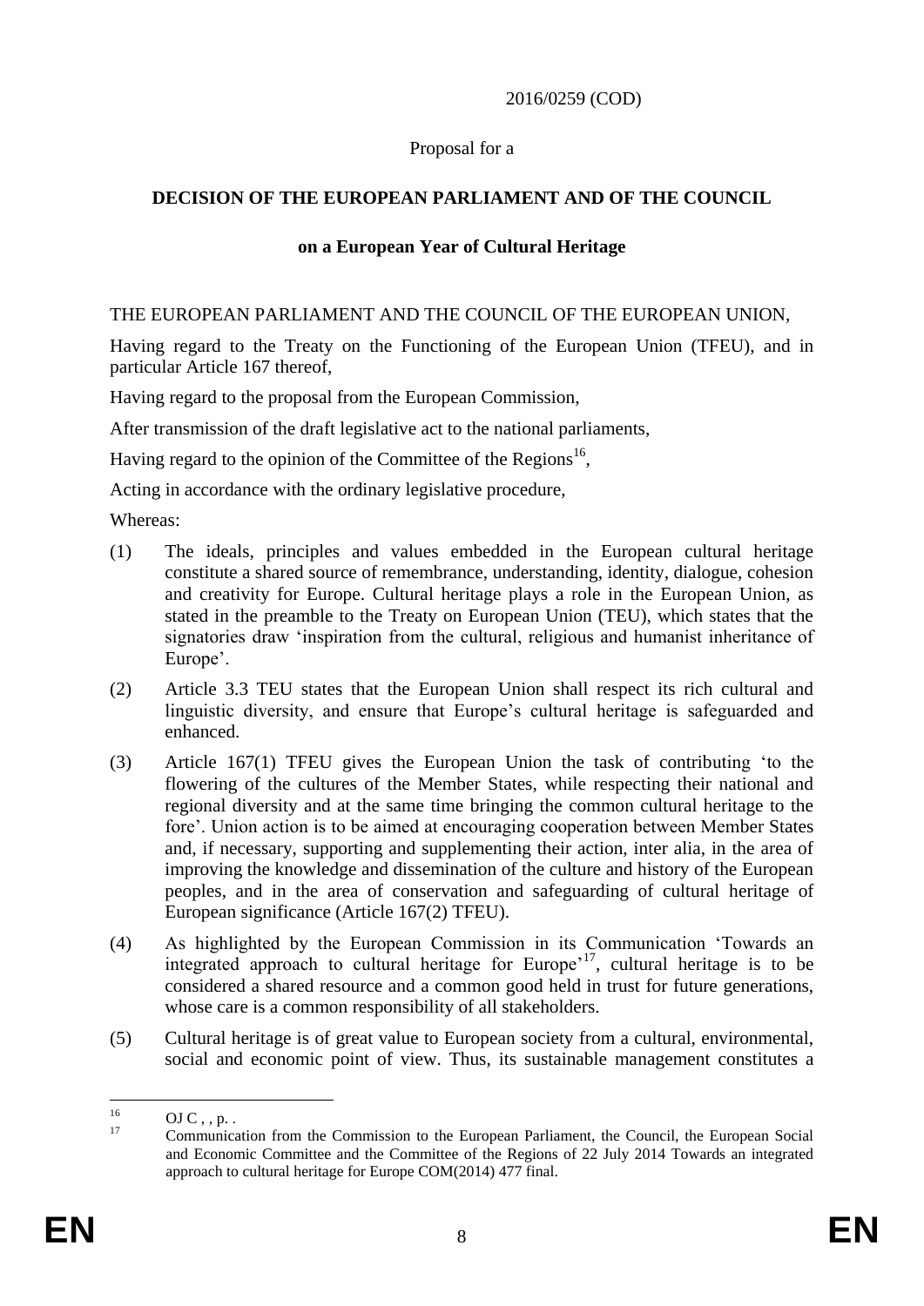2016/0259 (COD)

Proposal for a

**DECISION OF THE EUROPEAN PARLIAMENT AND OF THE COUNCIL**

**on a European Year of Cultural Heritage**

THE EUROPEAN PARLIAMENT AND THE COUNCIL OF THE EUROPEAN UNION,

Having regard to the Treaty on the Functioning of the European Union (TFEU), and in particular Article 167 thereof,

Having regard to the proposal from the European Commission,

After transmission of the draft legislative act to the national parliaments,

Having regard to the opinion of the Committee of the Regions[16],

Acting in accordance with the ordinary legislative procedure,

Whereas:

(1) The ideals, principles and values embedded in the European cultural heritage constitute a shared source of remembrance, understanding, identity, dialogue, cohesion and creativity for Europe. Cultural heritage plays a role in the European Union, as stated in the preamble to the Treaty on European Union (TEU), which states that the signatories draw 'inspiration from the cultural, religious and humanist inheritance of Europe'.

(2) Article 3.3 TEU states that the European Union shall respect its rich cultural and linguistic diversity, and ensure that Europe's cultural heritage is safeguarded and enhanced.

(3) Article 167(1) TFEU gives the European Union the task of contributing 'to the flowering of the cultures of the Member States, while respecting their national and regional diversity and at the same time bringing the common cultural heritage to the fore'. Union action is to be aimed at encouraging cooperation between Member States and, if necessary, supporting and supplementing their action, inter alia, in the area of improving the knowledge and dissemination of the culture and history of the European peoples, and in the area of conservation and safeguarding of cultural heritage of European significance (Article 167(2) TFEU).

(4) As highlighted by the European Commission in its Communication 'Towards an integrated approach to cultural heritage for Europe'[17], cultural heritage is to be considered a shared resource and a common good held in trust for future generations, whose care is a common responsibility of all stakeholders.

(5) Cultural heritage is of great value to European society from a cultural, environmental, social and economic point of view. Thus, its sustainable management constitutes a

---

[16] OJ C , , p. .

[17] Communication from the Commission to the European Parliament, the Council, the European Social and Economic Committee and the Committee of the Regions of 22 July 2014 Towards an integrated approach to cultural heritage for Europe COM(2014) 477 final.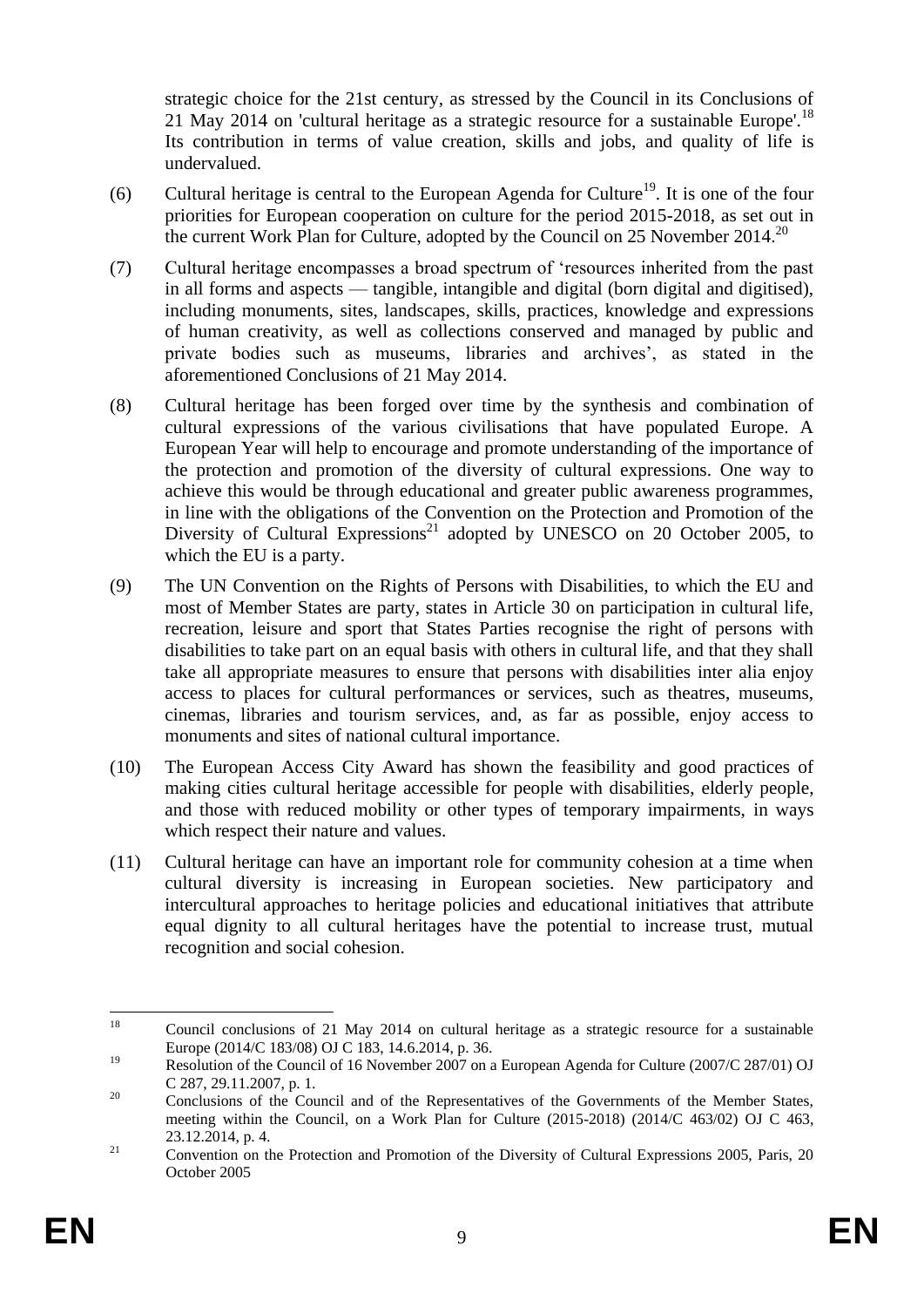strategic choice for the 21st century, as stressed by the Council in its Conclusions of 21 May 2014 on 'cultural heritage as a strategic resource for a sustainable Europe'.[18] Its contribution in terms of value creation, skills and jobs, and quality of life is undervalued.

(6) Cultural heritage is central to the European Agenda for Culture[19]. It is one of the four priorities for European cooperation on culture for the period 2015-2018, as set out in the current Work Plan for Culture, adopted by the Council on 25 November 2014.[20]

(7) Cultural heritage encompasses a broad spectrum of 'resources inherited from the past in all forms and aspects — tangible, intangible and digital (born digital and digitised), including monuments, sites, landscapes, skills, practices, knowledge and expressions of human creativity, as well as collections conserved and managed by public and private bodies such as museums, libraries and archives', as stated in the aforementioned Conclusions of 21 May 2014.

(8) Cultural heritage has been forged over time by the synthesis and combination of cultural expressions of the various civilisations that have populated Europe. A European Year will help to encourage and promote understanding of the importance of the protection and promotion of the diversity of cultural expressions. One way to achieve this would be through educational and greater public awareness programmes, in line with the obligations of the Convention on the Protection and Promotion of the Diversity of Cultural Expressions[21] adopted by UNESCO on 20 October 2005, to which the EU is a party.

(9) The UN Convention on the Rights of Persons with Disabilities, to which the EU and most of Member States are party, states in Article 30 on participation in cultural life, recreation, leisure and sport that States Parties recognise the right of persons with disabilities to take part on an equal basis with others in cultural life, and that they shall take all appropriate measures to ensure that persons with disabilities inter alia enjoy access to places for cultural performances or services, such as theatres, museums, cinemas, libraries and tourism services, and, as far as possible, enjoy access to monuments and sites of national cultural importance.

(10) The European Access City Award has shown the feasibility and good practices of making cities cultural heritage accessible for people with disabilities, elderly people, and those with reduced mobility or other types of temporary impairments, in ways which respect their nature and values.

(11) Cultural heritage can have an important role for community cohesion at a time when cultural diversity is increasing in European societies. New participatory and intercultural approaches to heritage policies and educational initiatives that attribute equal dignity to all cultural heritages have the potential to increase trust, mutual recognition and social cohesion.

---

[18] Council conclusions of 21 May 2014 on cultural heritage as a strategic resource for a sustainable Europe (2014/C 183/08) OJ C 183, 14.6.2014, p. 36.

[19] Resolution of the Council of 16 November 2007 on a European Agenda for Culture (2007/C 287/01) OJ C 287, 29.11.2007, p. 1.

[20] Conclusions of the Council and of the Representatives of the Governments of the Member States, meeting within the Council, on a Work Plan for Culture (2015-2018) (2014/C 463/02) OJ C 463, 23.12.2014, p. 4.

[21] Convention on the Protection and Promotion of the Diversity of Cultural Expressions 2005, Paris, 20 October 2005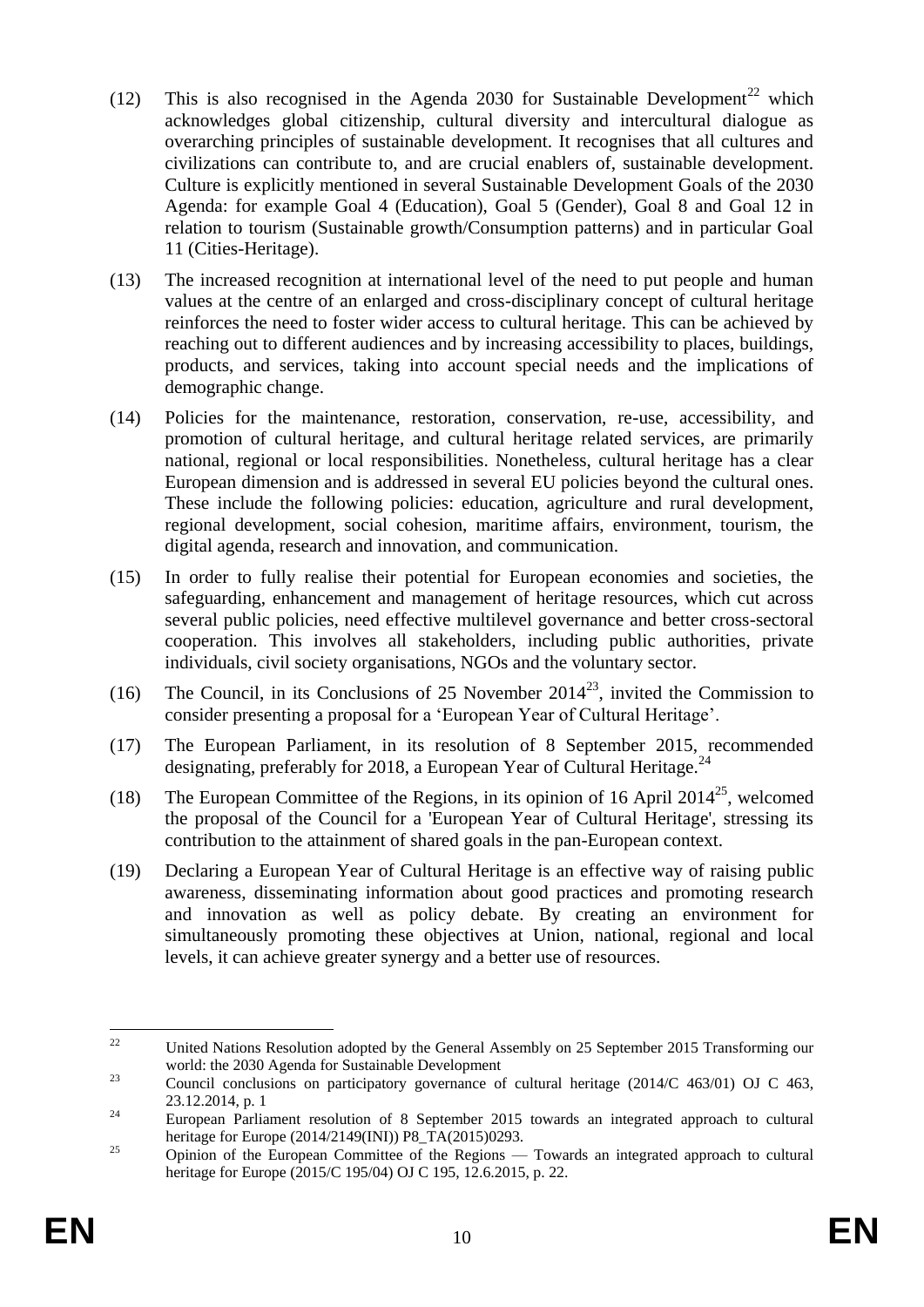(12) This is also recognised in the Agenda 2030 for Sustainable Development[22] which acknowledges global citizenship, cultural diversity and intercultural dialogue as overarching principles of sustainable development. It recognises that all cultures and civilizations can contribute to, and are crucial enablers of, sustainable development. Culture is explicitly mentioned in several Sustainable Development Goals of the 2030 Agenda: for example Goal 4 (Education), Goal 5 (Gender), Goal 8 and Goal 12 in relation to tourism (Sustainable growth/Consumption patterns) and in particular Goal 11 (Cities-Heritage).

(13) The increased recognition at international level of the need to put people and human values at the centre of an enlarged and cross-disciplinary concept of cultural heritage reinforces the need to foster wider access to cultural heritage. This can be achieved by reaching out to different audiences and by increasing accessibility to places, buildings, products, and services, taking into account special needs and the implications of demographic change.

(14) Policies for the maintenance, restoration, conservation, re-use, accessibility, and promotion of cultural heritage, and cultural heritage related services, are primarily national, regional or local responsibilities. Nonetheless, cultural heritage has a clear European dimension and is addressed in several EU policies beyond the cultural ones. These include the following policies: education, agriculture and rural development, regional development, social cohesion, maritime affairs, environment, tourism, the digital agenda, research and innovation, and communication.

(15) In order to fully realise their potential for European economies and societies, the safeguarding, enhancement and management of heritage resources, which cut across several public policies, need effective multilevel governance and better cross-sectoral cooperation. This involves all stakeholders, including public authorities, private individuals, civil society organisations, NGOs and the voluntary sector.

(16) The Council, in its Conclusions of 25 November 2014[23], invited the Commission to consider presenting a proposal for a 'European Year of Cultural Heritage'.

(17) The European Parliament, in its resolution of 8 September 2015, recommended designating, preferably for 2018, a European Year of Cultural Heritage.[24]

(18) The European Committee of the Regions, in its opinion of 16 April 2014[25], welcomed the proposal of the Council for a 'European Year of Cultural Heritage', stressing its contribution to the attainment of shared goals in the pan-European context.

(19) Declaring a European Year of Cultural Heritage is an effective way of raising public awareness, disseminating information about good practices and promoting research and innovation as well as policy debate. By creating an environment for simultaneously promoting these objectives at Union, national, regional and local levels, it can achieve greater synergy and a better use of resources.

---

[22] United Nations Resolution adopted by the General Assembly on 25 September 2015 Transforming our world: the 2030 Agenda for Sustainable Development

[23] Council conclusions on participatory governance of cultural heritage (2014/C 463/01) OJ C 463, 23.12.2014, p. 1

[24] European Parliament resolution of 8 September 2015 towards an integrated approach to cultural heritage for Europe (2014/2149(INI)) P8_TA(2015)0293.

[25] Opinion of the European Committee of the Regions — Towards an integrated approach to cultural heritage for Europe (2015/C 195/04) OJ C 195, 12.6.2015, p. 22.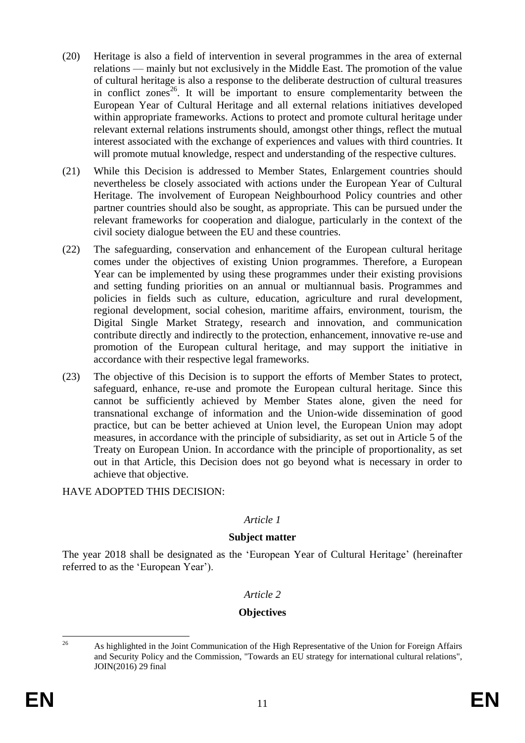(20) Heritage is also a field of intervention in several programmes in the area of external relations — mainly but not exclusively in the Middle East. The promotion of the value of cultural heritage is also a response to the deliberate destruction of cultural treasures in conflict zones[26]. It will be important to ensure complementarity between the European Year of Cultural Heritage and all external relations initiatives developed within appropriate frameworks. Actions to protect and promote cultural heritage under relevant external relations instruments should, amongst other things, reflect the mutual interest associated with the exchange of experiences and values with third countries. It will promote mutual knowledge, respect and understanding of the respective cultures.

(21) While this Decision is addressed to Member States, Enlargement countries should nevertheless be closely associated with actions under the European Year of Cultural Heritage. The involvement of European Neighbourhood Policy countries and other partner countries should also be sought, as appropriate. This can be pursued under the relevant frameworks for cooperation and dialogue, particularly in the context of the civil society dialogue between the EU and these countries.

(22) The safeguarding, conservation and enhancement of the European cultural heritage comes under the objectives of existing Union programmes. Therefore, a European Year can be implemented by using these programmes under their existing provisions and setting funding priorities on an annual or multiannual basis. Programmes and policies in fields such as culture, education, agriculture and rural development, regional development, social cohesion, maritime affairs, environment, tourism, the Digital Single Market Strategy, research and innovation, and communication contribute directly and indirectly to the protection, enhancement, innovative re-use and promotion of the European cultural heritage, and may support the initiative in accordance with their respective legal frameworks.

(23) The objective of this Decision is to support the efforts of Member States to protect, safeguard, enhance, re-use and promote the European cultural heritage. Since this cannot be sufficiently achieved by Member States alone, given the need for transnational exchange of information and the Union-wide dissemination of good practice, but can be better achieved at Union level, the European Union may adopt measures, in accordance with the principle of subsidiarity, as set out in Article 5 of the Treaty on European Union. In accordance with the principle of proportionality, as set out in that Article, this Decision does not go beyond what is necessary in order to achieve that objective.

HAVE ADOPTED THIS DECISION:

*Article 1*

**Subject matter**

The year 2018 shall be designated as the 'European Year of Cultural Heritage' (hereinafter referred to as the 'European Year').

*Article 2*

**Objectives**

[26] As highlighted in the Joint Communication of the High Representative of the Union for Foreign Affairs and Security Policy and the Commission, "Towards an EU strategy for international cultural relations", JOIN(2016) 29 final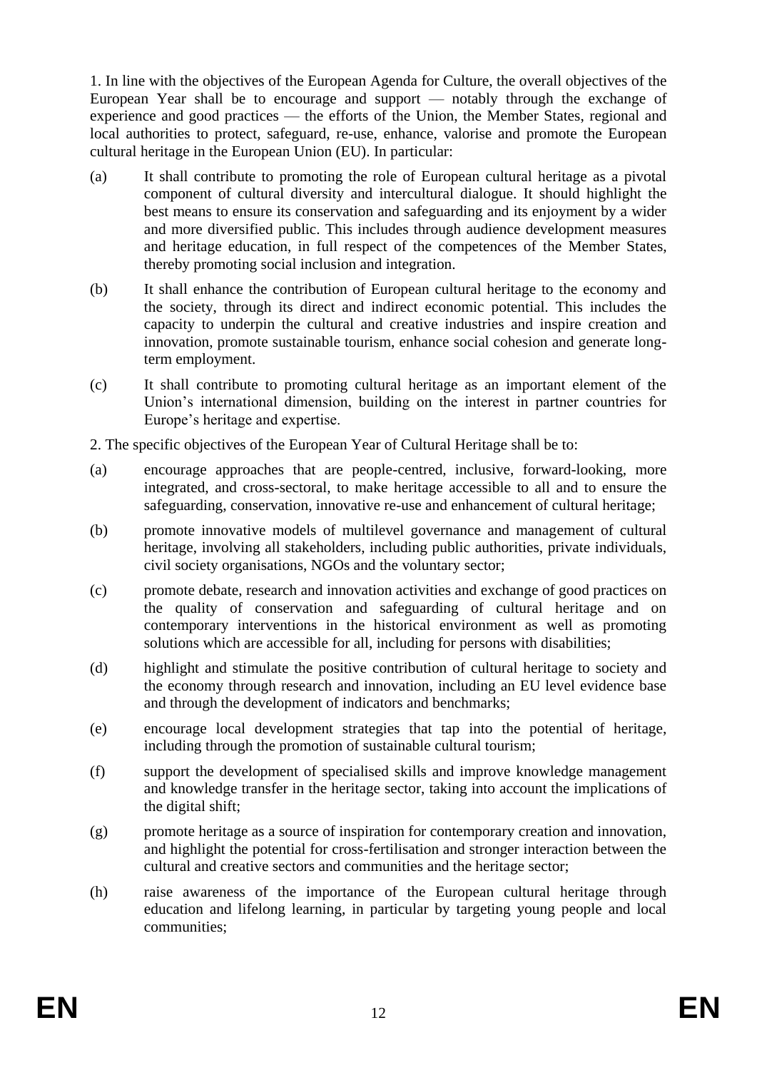1. In line with the objectives of the European Agenda for Culture, the overall objectives of the European Year shall be to encourage and support — notably through the exchange of experience and good practices — the efforts of the Union, the Member States, regional and local authorities to protect, safeguard, re-use, enhance, valorise and promote the European cultural heritage in the European Union (EU). In particular:

(a) It shall contribute to promoting the role of European cultural heritage as a pivotal component of cultural diversity and intercultural dialogue. It should highlight the best means to ensure its conservation and safeguarding and its enjoyment by a wider and more diversified public. This includes through audience development measures and heritage education, in full respect of the competences of the Member States, thereby promoting social inclusion and integration.

(b) It shall enhance the contribution of European cultural heritage to the economy and the society, through its direct and indirect economic potential. This includes the capacity to underpin the cultural and creative industries and inspire creation and innovation, promote sustainable tourism, enhance social cohesion and generate long-term employment.

(c) It shall contribute to promoting cultural heritage as an important element of the Union's international dimension, building on the interest in partner countries for Europe's heritage and expertise.

2. The specific objectives of the European Year of Cultural Heritage shall be to:

(a) encourage approaches that are people-centred, inclusive, forward-looking, more integrated, and cross-sectoral, to make heritage accessible to all and to ensure the safeguarding, conservation, innovative re-use and enhancement of cultural heritage;

(b) promote innovative models of multilevel governance and management of cultural heritage, involving all stakeholders, including public authorities, private individuals, civil society organisations, NGOs and the voluntary sector;

(c) promote debate, research and innovation activities and exchange of good practices on the quality of conservation and safeguarding of cultural heritage and on contemporary interventions in the historical environment as well as promoting solutions which are accessible for all, including for persons with disabilities;

(d) highlight and stimulate the positive contribution of cultural heritage to society and the economy through research and innovation, including an EU level evidence base and through the development of indicators and benchmarks;

(e) encourage local development strategies that tap into the potential of heritage, including through the promotion of sustainable cultural tourism;

(f) support the development of specialised skills and improve knowledge management and knowledge transfer in the heritage sector, taking into account the implications of the digital shift;

(g) promote heritage as a source of inspiration for contemporary creation and innovation, and highlight the potential for cross-fertilisation and stronger interaction between the cultural and creative sectors and communities and the heritage sector;

(h) raise awareness of the importance of the European cultural heritage through education and lifelong learning, in particular by targeting young people and local communities;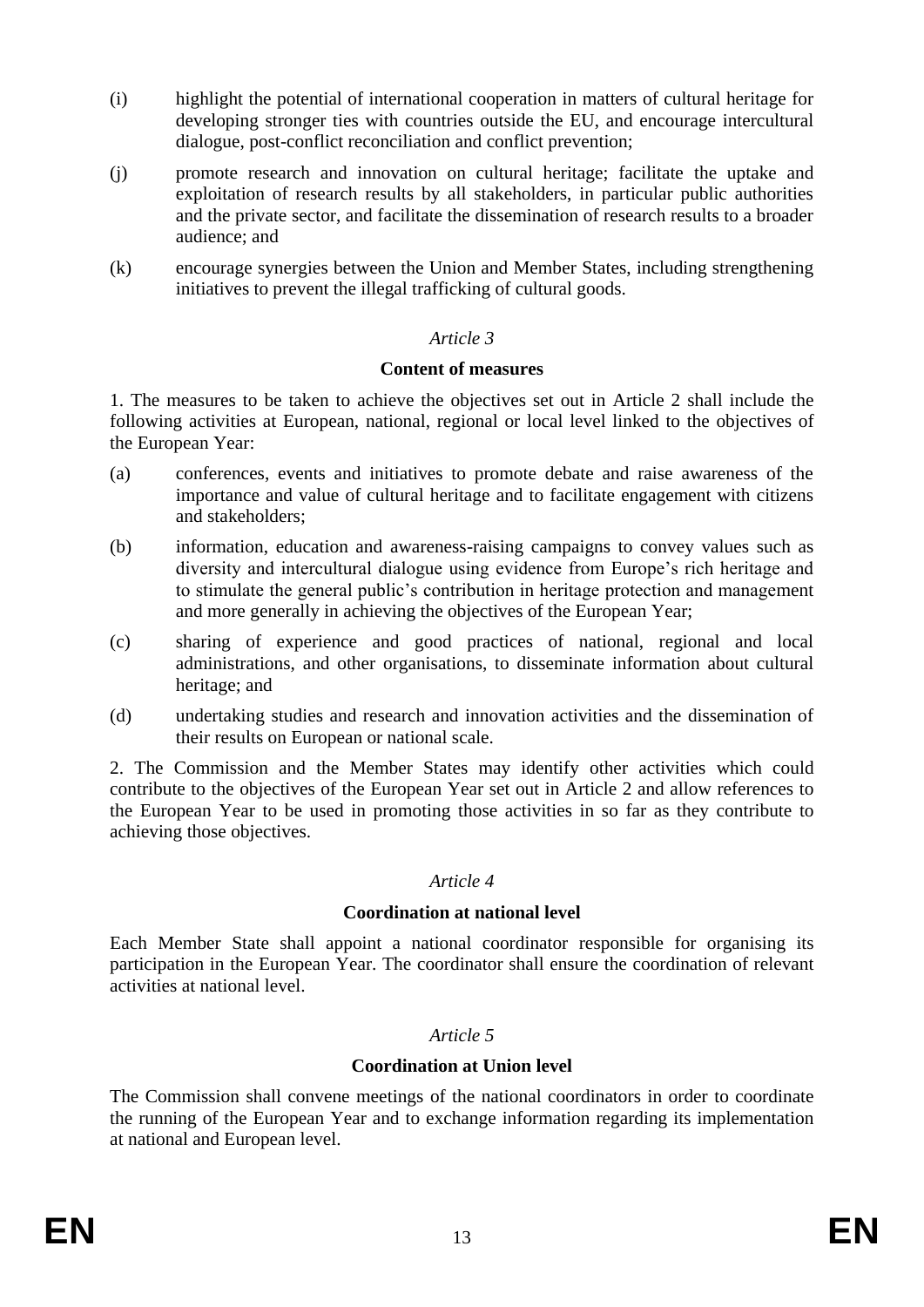(i) highlight the potential of international cooperation in matters of cultural heritage for developing stronger ties with countries outside the EU, and encourage intercultural dialogue, post-conflict reconciliation and conflict prevention;

(j) promote research and innovation on cultural heritage; facilitate the uptake and exploitation of research results by all stakeholders, in particular public authorities and the private sector, and facilitate the dissemination of research results to a broader audience; and

(k) encourage synergies between the Union and Member States, including strengthening initiatives to prevent the illegal trafficking of cultural goods.

*Article 3*

**Content of measures**

1. The measures to be taken to achieve the objectives set out in Article 2 shall include the following activities at European, national, regional or local level linked to the objectives of the European Year:

(a) conferences, events and initiatives to promote debate and raise awareness of the importance and value of cultural heritage and to facilitate engagement with citizens and stakeholders;

(b) information, education and awareness-raising campaigns to convey values such as diversity and intercultural dialogue using evidence from Europe's rich heritage and to stimulate the general public's contribution in heritage protection and management and more generally in achieving the objectives of the European Year;

(c) sharing of experience and good practices of national, regional and local administrations, and other organisations, to disseminate information about cultural heritage; and

(d) undertaking studies and research and innovation activities and the dissemination of their results on European or national scale.

2. The Commission and the Member States may identify other activities which could contribute to the objectives of the European Year set out in Article 2 and allow references to the European Year to be used in promoting those activities in so far as they contribute to achieving those objectives.

*Article 4*

**Coordination at national level**

Each Member State shall appoint a national coordinator responsible for organising its participation in the European Year. The coordinator shall ensure the coordination of relevant activities at national level.

*Article 5*

**Coordination at Union level**

The Commission shall convene meetings of the national coordinators in order to coordinate the running of the European Year and to exchange information regarding its implementation at national and European level.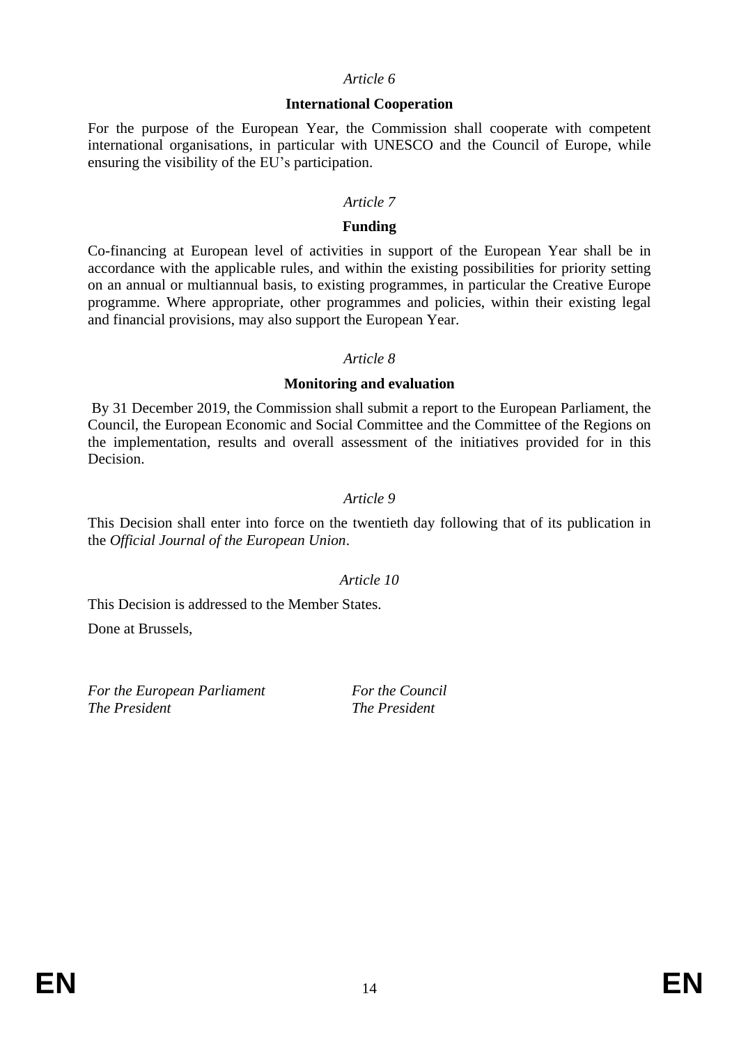*Article 6*

**International Cooperation**

For the purpose of the European Year, the Commission shall cooperate with competent international organisations, in particular with UNESCO and the Council of Europe, while ensuring the visibility of the EU's participation.

*Article 7*

**Funding**

Co-financing at European level of activities in support of the European Year shall be in accordance with the applicable rules, and within the existing possibilities for priority setting on an annual or multiannual basis, to existing programmes, in particular the Creative Europe programme. Where appropriate, other programmes and policies, within their existing legal and financial provisions, may also support the European Year.

*Article 8*

**Monitoring and evaluation**

By 31 December 2019, the Commission shall submit a report to the European Parliament, the Council, the European Economic and Social Committee and the Committee of the Regions on the implementation, results and overall assessment of the initiatives provided for in this Decision.

*Article 9*

This Decision shall enter into force on the twentieth day following that of its publication in the *Official Journal of the European Union*.

*Article 10*

This Decision is addressed to the Member States.

Done at Brussels,

*For the European Parliament*
*The President*

*For the Council*
*The President*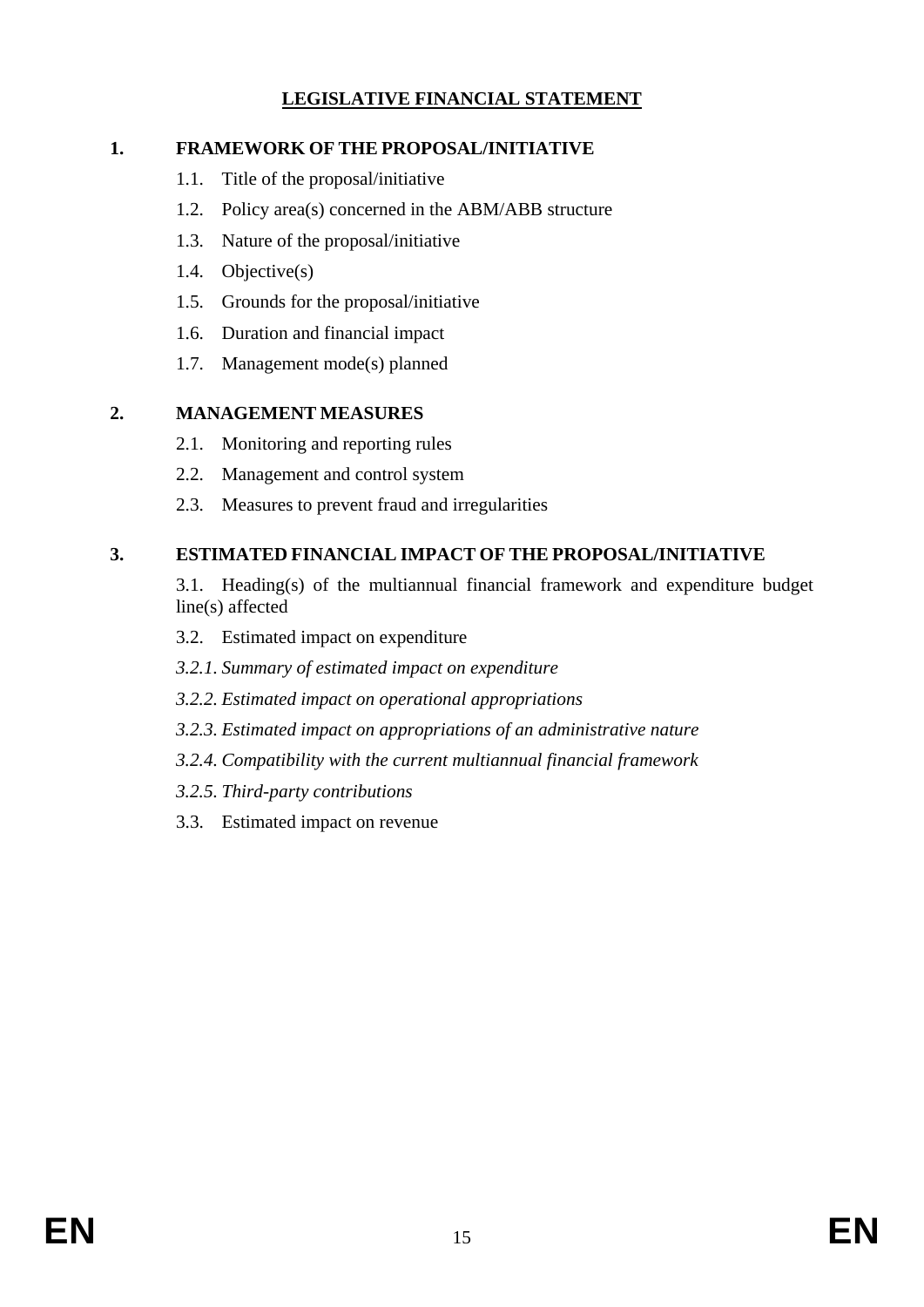# LEGISLATIVE FINANCIAL STATEMENT

**1. FRAMEWORK OF THE PROPOSAL/INITIATIVE**

1.1. Title of the proposal/initiative

1.2. Policy area(s) concerned in the ABM/ABB structure

1.3. Nature of the proposal/initiative

1.4. Objective(s)

1.5. Grounds for the proposal/initiative

1.6. Duration and financial impact

1.7. Management mode(s) planned

**2. MANAGEMENT MEASURES**

2.1. Monitoring and reporting rules

2.2. Management and control system

2.3. Measures to prevent fraud and irregularities

**3. ESTIMATED FINANCIAL IMPACT OF THE PROPOSAL/INITIATIVE**

3.1. Heading(s) of the multiannual financial framework and expenditure budget line(s) affected

3.2. Estimated impact on expenditure

*3.2.1. Summary of estimated impact on expenditure*

*3.2.2. Estimated impact on operational appropriations*

*3.2.3. Estimated impact on appropriations of an administrative nature*

*3.2.4. Compatibility with the current multiannual financial framework*

*3.2.5. Third-party contributions*

3.3. Estimated impact on revenue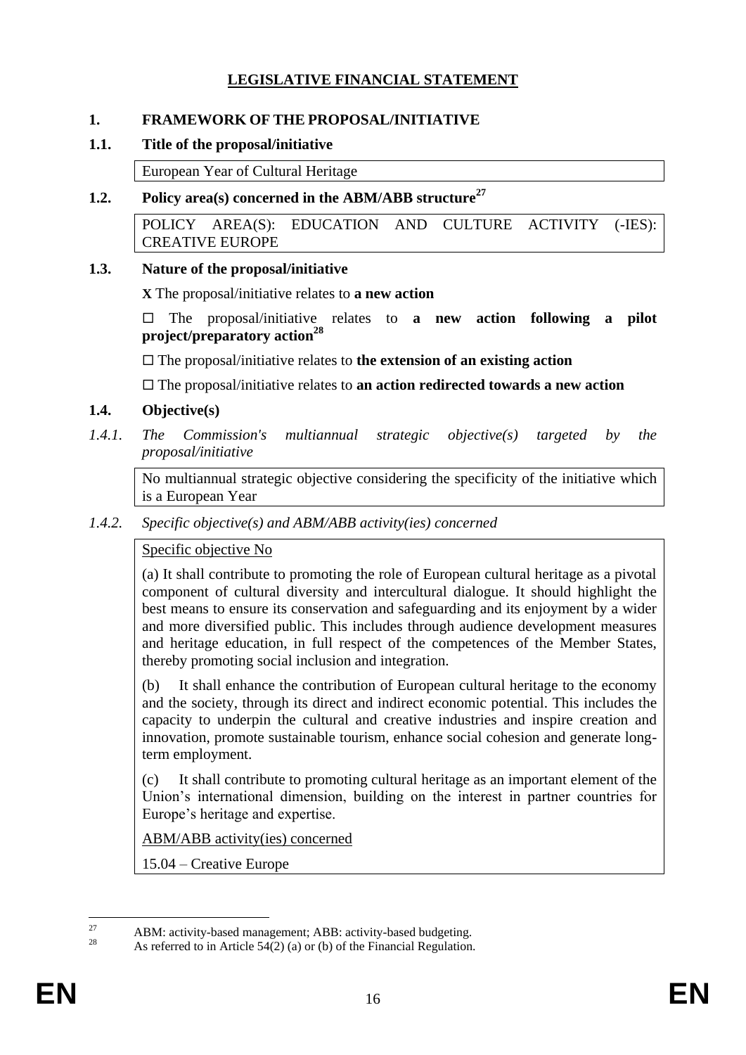# LEGISLATIVE FINANCIAL STATEMENT

## 1. FRAMEWORK OF THE PROPOSAL/INITIATIVE

### 1.1. Title of the proposal/initiative

European Year of Cultural Heritage

### 1.2. Policy area(s) concerned in the ABM/ABB structure[27]

POLICY AREA(S): EDUCATION AND CULTURE ACTIVITY (-IES): CREATIVE EUROPE

### 1.3. Nature of the proposal/initiative

**X** The proposal/initiative relates to **a new action**

☐ The proposal/initiative relates to **a new action following a pilot project/preparatory action**[28]

☐ The proposal/initiative relates to **the extension of an existing action**

☐ The proposal/initiative relates to **an action redirected towards a new action**

### 1.4. Objective(s)

#### *1.4.1. The Commission's multiannual strategic objective(s) targeted by the proposal/initiative*

No multiannual strategic objective considering the specificity of the initiative which is a European Year

#### *1.4.2. Specific objective(s) and ABM/ABB activity(ies) concerned*

Specific objective No

(a) It shall contribute to promoting the role of European cultural heritage as a pivotal component of cultural diversity and intercultural dialogue. It should highlight the best means to ensure its conservation and safeguarding and its enjoyment by a wider and more diversified public. This includes through audience development measures and heritage education, in full respect of the competences of the Member States, thereby promoting social inclusion and integration.

(b) It shall enhance the contribution of European cultural heritage to the economy and the society, through its direct and indirect economic potential. This includes the capacity to underpin the cultural and creative industries and inspire creation and innovation, promote sustainable tourism, enhance social cohesion and generate long-term employment.

(c) It shall contribute to promoting cultural heritage as an important element of the Union's international dimension, building on the interest in partner countries for Europe's heritage and expertise.

ABM/ABB activity(ies) concerned

15.04 – Creative Europe

---

[27] ABM: activity-based management; ABB: activity-based budgeting.

[28] As referred to in Article 54(2) (a) or (b) of the Financial Regulation.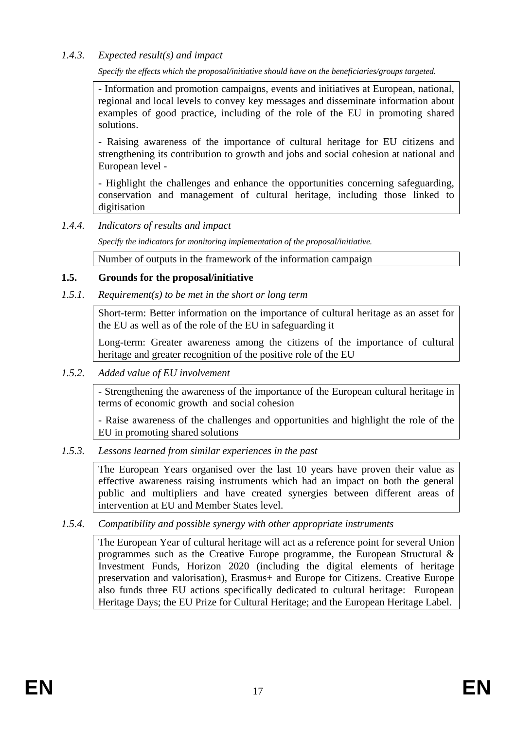*1.4.3. Expected result(s) and impact*

*Specify the effects which the proposal/initiative should have on the beneficiaries/groups targeted.*

- Information and promotion campaigns, events and initiatives at European, national, regional and local levels to convey key messages and disseminate information about examples of good practice, including of the role of the EU in promoting shared solutions.

- Raising awareness of the importance of cultural heritage for EU citizens and strengthening its contribution to growth and jobs and social cohesion at national and European level -

- Highlight the challenges and enhance the opportunities concerning safeguarding, conservation and management of cultural heritage, including those linked to digitisation

*1.4.4. Indicators of results and impact*

*Specify the indicators for monitoring implementation of the proposal/initiative.*

Number of outputs in the framework of the information campaign

### 1.5. Grounds for the proposal/initiative

*1.5.1. Requirement(s) to be met in the short or long term*

Short-term: Better information on the importance of cultural heritage as an asset for the EU as well as of the role of the EU in safeguarding it

Long-term: Greater awareness among the citizens of the importance of cultural heritage and greater recognition of the positive role of the EU

*1.5.2. Added value of EU involvement*

- Strengthening the awareness of the importance of the European cultural heritage in terms of economic growth and social cohesion

- Raise awareness of the challenges and opportunities and highlight the role of the EU in promoting shared solutions

*1.5.3. Lessons learned from similar experiences in the past*

The European Years organised over the last 10 years have proven their value as effective awareness raising instruments which had an impact on both the general public and multipliers and have created synergies between different areas of intervention at EU and Member States level.

*1.5.4. Compatibility and possible synergy with other appropriate instruments*

The European Year of cultural heritage will act as a reference point for several Union programmes such as the Creative Europe programme, the European Structural & Investment Funds, Horizon 2020 (including the digital elements of heritage preservation and valorisation), Erasmus+ and Europe for Citizens. Creative Europe also funds three EU actions specifically dedicated to cultural heritage: European Heritage Days; the EU Prize for Cultural Heritage; and the European Heritage Label.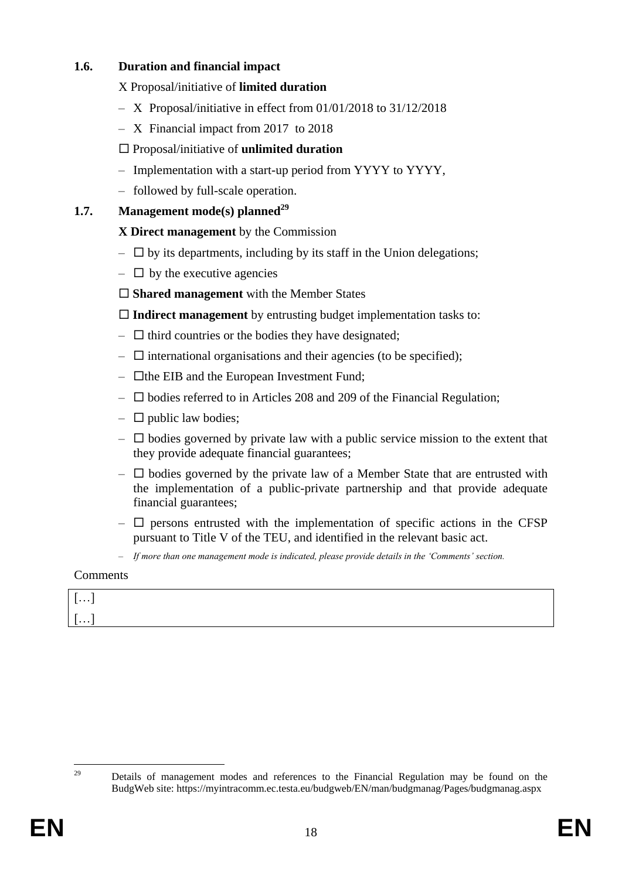### 1.6. Duration and financial impact

X Proposal/initiative of **limited duration**

– X Proposal/initiative in effect from 01/01/2018 to 31/12/2018

– X Financial impact from 2017 to 2018

☐ Proposal/initiative of **unlimited duration**

– Implementation with a start-up period from YYYY to YYYY,

– followed by full-scale operation.

### 1.7. Management mode(s) planned[29]

**X Direct management** by the Commission

– ☐ by its departments, including by its staff in the Union delegations;

– ☐ by the executive agencies

☐ **Shared management** with the Member States

☐ **Indirect management** by entrusting budget implementation tasks to:

– ☐ third countries or the bodies they have designated;

– ☐ international organisations and their agencies (to be specified);

– ☐the EIB and the European Investment Fund;

– ☐ bodies referred to in Articles 208 and 209 of the Financial Regulation;

– ☐ public law bodies;

– ☐ bodies governed by private law with a public service mission to the extent that they provide adequate financial guarantees;

– ☐ bodies governed by the private law of a Member State that are entrusted with the implementation of a public-private partnership and that provide adequate financial guarantees;

– ☐ persons entrusted with the implementation of specific actions in the CFSP pursuant to Title V of the TEU, and identified in the relevant basic act.

– *If more than one management mode is indicated, please provide details in the 'Comments' section.*

Comments

| […] |
|---|
| […] |

[29] Details of management modes and references to the Financial Regulation may be found on the BudgWeb site: https://myintracomm.ec.testa.eu/budgweb/EN/man/budgmanag/Pages/budgmanag.aspx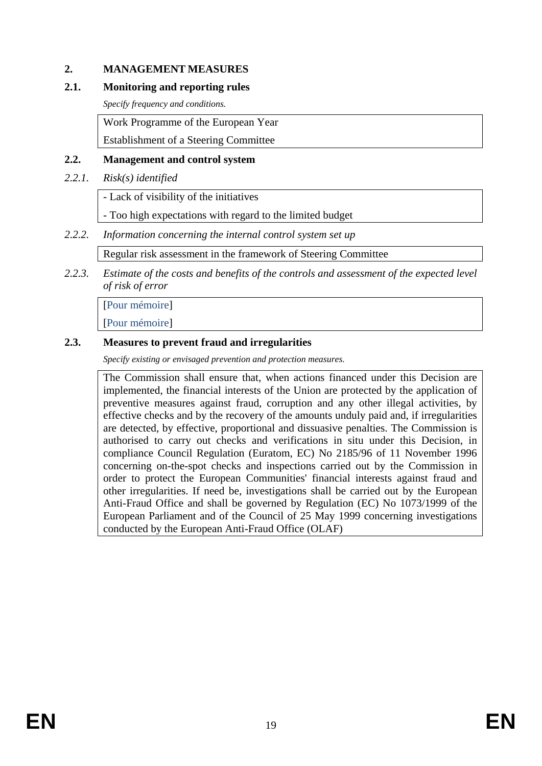## 2. MANAGEMENT MEASURES

### 2.1. Monitoring and reporting rules

*Specify frequency and conditions.*

Work Programme of the European Year

Establishment of a Steering Committee

### 2.2. Management and control system

#### *2.2.1. Risk(s) identified*

- Lack of visibility of the initiatives

- Too high expectations with regard to the limited budget

#### *2.2.2. Information concerning the internal control system set up*

Regular risk assessment in the framework of Steering Committee

#### *2.2.3. Estimate of the costs and benefits of the controls and assessment of the expected level of risk of error*

[Pour mémoire]

[Pour mémoire]

### 2.3. Measures to prevent fraud and irregularities

*Specify existing or envisaged prevention and protection measures.*

The Commission shall ensure that, when actions financed under this Decision are implemented, the financial interests of the Union are protected by the application of preventive measures against fraud, corruption and any other illegal activities, by effective checks and by the recovery of the amounts unduly paid and, if irregularities are detected, by effective, proportional and dissuasive penalties. The Commission is authorised to carry out checks and verifications in situ under this Decision, in compliance Council Regulation (Euratom, EC) No 2185/96 of 11 November 1996 concerning on-the-spot checks and inspections carried out by the Commission in order to protect the European Communities' financial interests against fraud and other irregularities. If need be, investigations shall be carried out by the European Anti-Fraud Office and shall be governed by Regulation (EC) No 1073/1999 of the European Parliament and of the Council of 25 May 1999 concerning investigations conducted by the European Anti-Fraud Office (OLAF)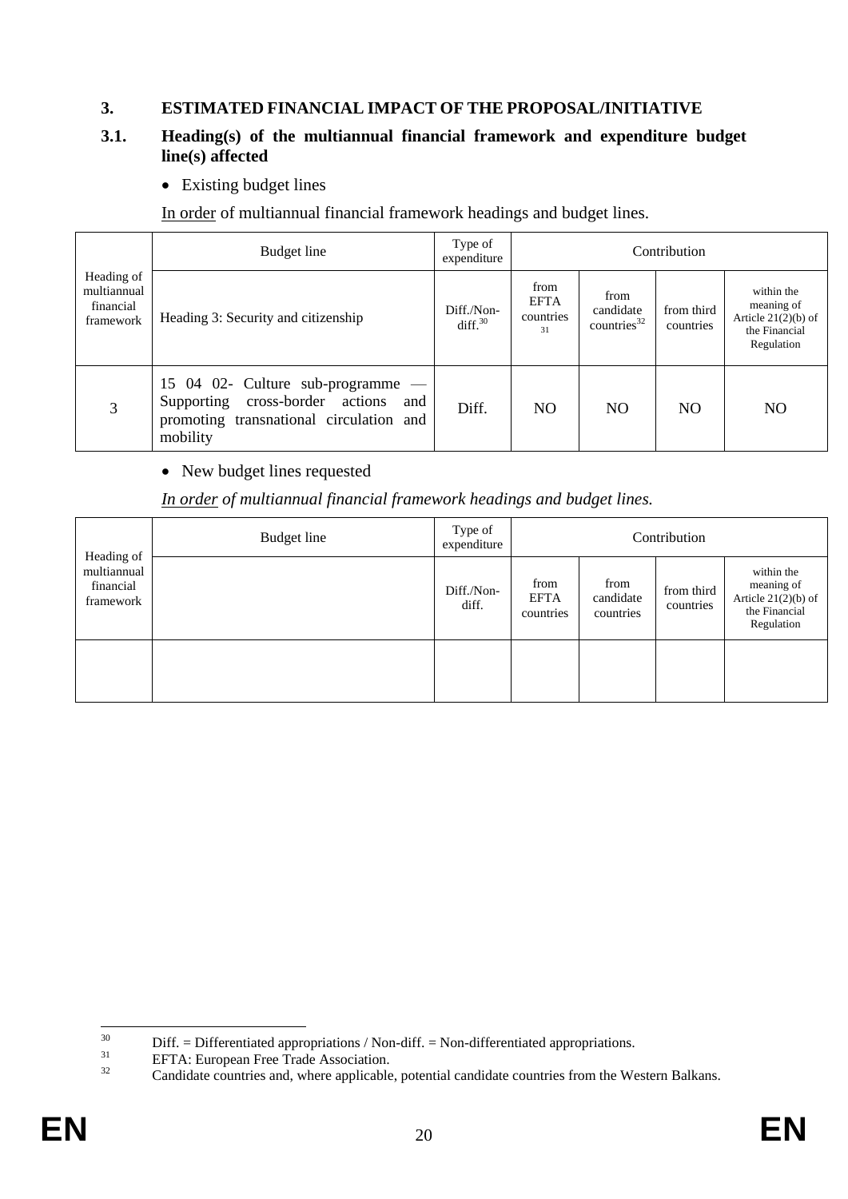## 3. ESTIMATED FINANCIAL IMPACT OF THE PROPOSAL/INITIATIVE

### 3.1. Heading(s) of the multiannual financial framework and expenditure budget line(s) affected

- Existing budget lines

In order of multiannual financial framework headings and budget lines.

| Heading of multiannual financial framework | Budget line | Type of expenditure | Contribution | | | |
|---|---|---|---|---|---|---|
| | Heading 3: Security and citizenship | Diff./Non-diff.[30] | from EFTA countries[31] | from candidate countries[32] | from third countries | within the meaning of Article 21(2)(b) of the Financial Regulation |
| 3 | 15 04 02- Culture sub-programme — Supporting cross-border actions and promoting transnational circulation and mobility | Diff. | NO | NO | NO | NO |

- New budget lines requested

*In order of multiannual financial framework headings and budget lines.*

| Heading of multiannual financial framework | Budget line | Type of expenditure | Contribution | | | |
|---|---|---|---|---|---|---|
| | | Diff./Non-diff. | from EFTA countries | from candidate countries | from third countries | within the meaning of Article 21(2)(b) of the Financial Regulation |
| | | | | | | |

[30] Diff. = Differentiated appropriations / Non-diff. = Non-differentiated appropriations.

[31] EFTA: European Free Trade Association.

[32] Candidate countries and, where applicable, potential candidate countries from the Western Balkans.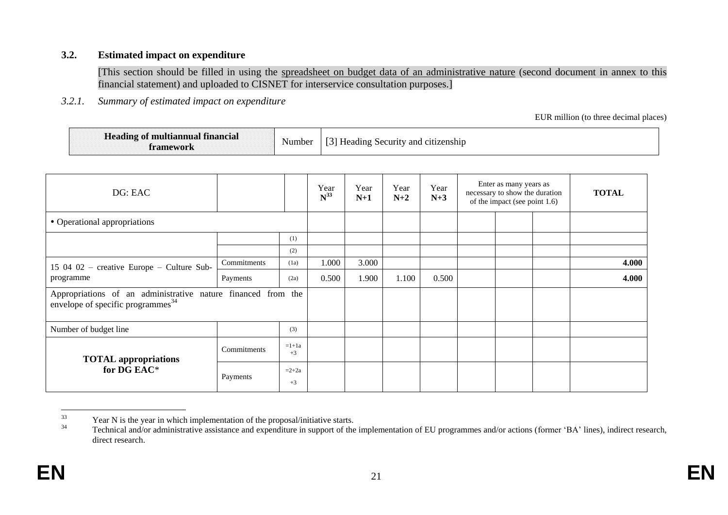### 3.2. Estimated impact on expenditure

[This section should be filled in using the spreadsheet on budget data of an administrative nature (second document in annex to this financial statement) and uploaded to CISNET for interservice consultation purposes.]

*3.2.1. Summary of estimated impact on expenditure*

EUR million (to three decimal places)

| **Heading of multiannual financial framework** | Number | [3] Heading Security and citizenship |
|---|---|---|

| DG: EAC | | | Year N[33] | Year **N+1** | Year **N+2** | Year **N+3** | Enter as many years as necessary to show the duration of the impact (see point 1.6) | | | **TOTAL** |
|---|---|---|---|---|---|---|---|---|---|---|
| • Operational appropriations | | | | | | | | | | |
| | | (1) | | | | | | | | |
| | | (2) | | | | | | | | |
| 15 04 02 – creative Europe – Culture Sub-programme | Commitments | (1a) | 1.000 | 3.000 | | | | | | **4.000** |
| | Payments | (2a) | 0.500 | 1.900 | 1.100 | 0.500 | | | | **4.000** |
| Appropriations of an administrative nature financed from the envelope of specific programmes[34] | | | | | | | | | | |
| Number of budget line | | (3) | | | | | | | | |
| **TOTAL appropriations for DG EAC*** | Commitments | =1+1a +3 | | | | | | | | |
| | Payments | =2+2a +3 | | | | | | | | |

[33] Year N is the year in which implementation of the proposal/initiative starts.

[34] Technical and/or administrative assistance and expenditure in support of the implementation of EU programmes and/or actions (former 'BA' lines), indirect research, direct research.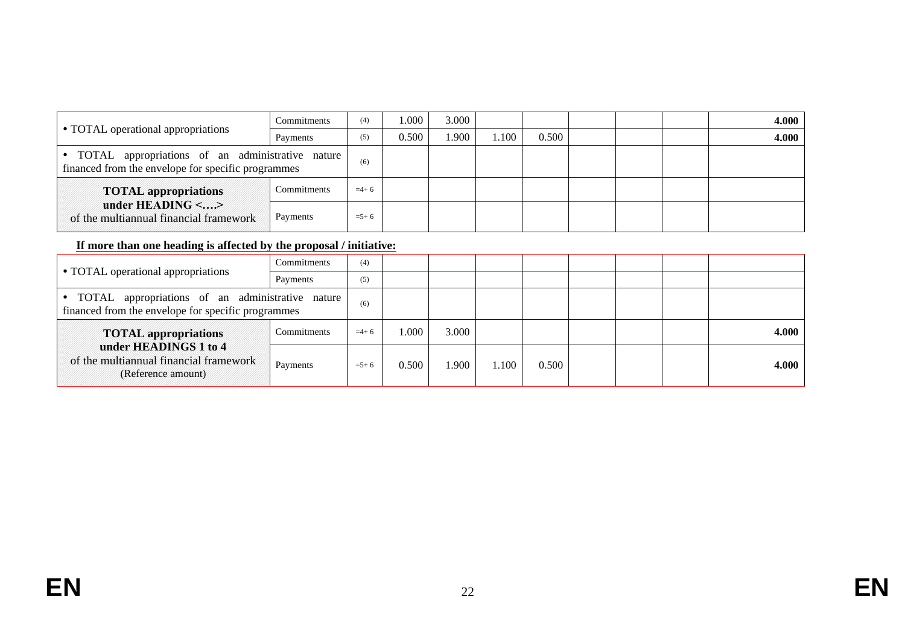| | | | | | | | | | | |
|---|---|---|---|---|---|---|---|---|---|---|
| • TOTAL operational appropriations | Commitments | (4) | 1.000 | 3.000 | | | | | | **4.000** |
| | Payments | (5) | 0.500 | 1.900 | 1.100 | 0.500 | | | | **4.000** |
| • TOTAL appropriations of an administrative nature financed from the envelope for specific programmes | | (6) | | | | | | | | |
| **TOTAL appropriations under HEADING <….>** of the multiannual financial framework | Commitments | =4+ 6 | | | | | | | | |
| | Payments | =5+ 6 | | | | | | | | |

**If more than one heading is affected by the proposal / initiative:**

| | | | | | | | | | | |
|---|---|---|---|---|---|---|---|---|---|---|
| • TOTAL operational appropriations | Commitments | (4) | | | | | | | | |
| | Payments | (5) | | | | | | | | |
| • TOTAL appropriations of an administrative nature financed from the envelope for specific programmes | | (6) | | | | | | | | |
| **TOTAL appropriations under HEADINGS 1 to 4** of the multiannual financial framework (Reference amount) | Commitments | =4+ 6 | 1.000 | 3.000 | | | | | | **4.000** |
| | Payments | =5+ 6 | 0.500 | 1.900 | 1.100 | 0.500 | | | | **4.000** |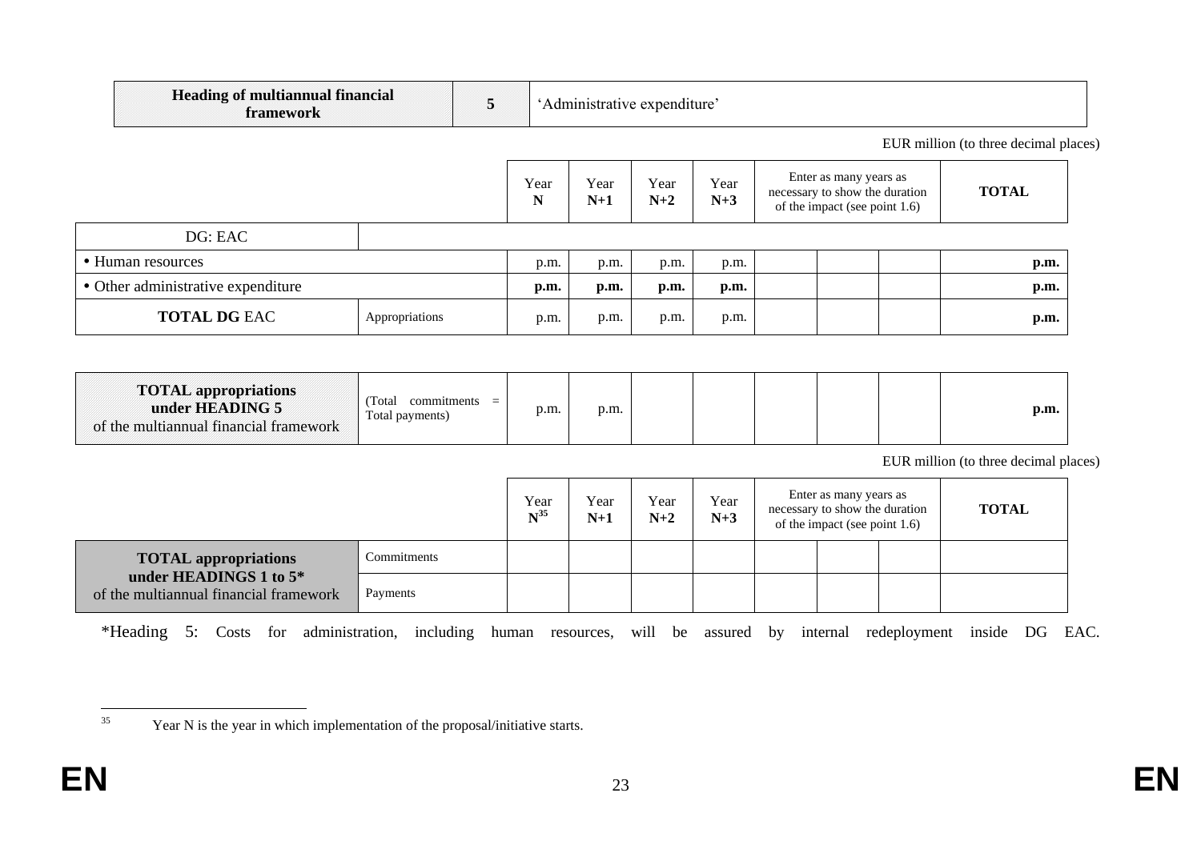| **Heading of multiannual financial framework** | **5** | 'Administrative expenditure' |
|---|---|---|

EUR million (to three decimal places)

| | | Year **N** | Year **N+1** | Year **N+2** | Year **N+3** | Enter as many years as necessary to show the duration of the impact (see point 1.6) | | | **TOTAL** |
|---|---|---|---|---|---|---|---|---|---|
| DG: EAC | | | | | | | | | |
| • Human resources | | p.m. | p.m. | p.m. | p.m. | | | | **p.m.** |
| • Other administrative expenditure | | **p.m.** | **p.m.** | **p.m.** | **p.m.** | | | | **p.m.** |
| **TOTAL DG** EAC | Appropriations | p.m. | p.m. | p.m. | p.m. | | | | **p.m.** |

| | | | | | | | | | |
|---|---|---|---|---|---|---|---|---|---|
| **TOTAL appropriations under HEADING 5** of the multiannual financial framework | (Total commitments = Total payments) | p.m. | p.m. | | | | | | **p.m.** |

EUR million (to three decimal places)

| | | Year **N**[35] | Year **N+1** | Year **N+2** | Year **N+3** | Enter as many years as necessary to show the duration of the impact (see point 1.6) | | | **TOTAL** |
|---|---|---|---|---|---|---|---|---|---|
| **TOTAL appropriations under HEADINGS 1 to 5*** of the multiannual financial framework | Commitments | | | | | | | | |
| | Payments | | | | | | | | |

*Heading 5: Costs for administration, including human resources, will be assured by internal redeployment inside DG EAC.

[35] Year N is the year in which implementation of the proposal/initiative starts.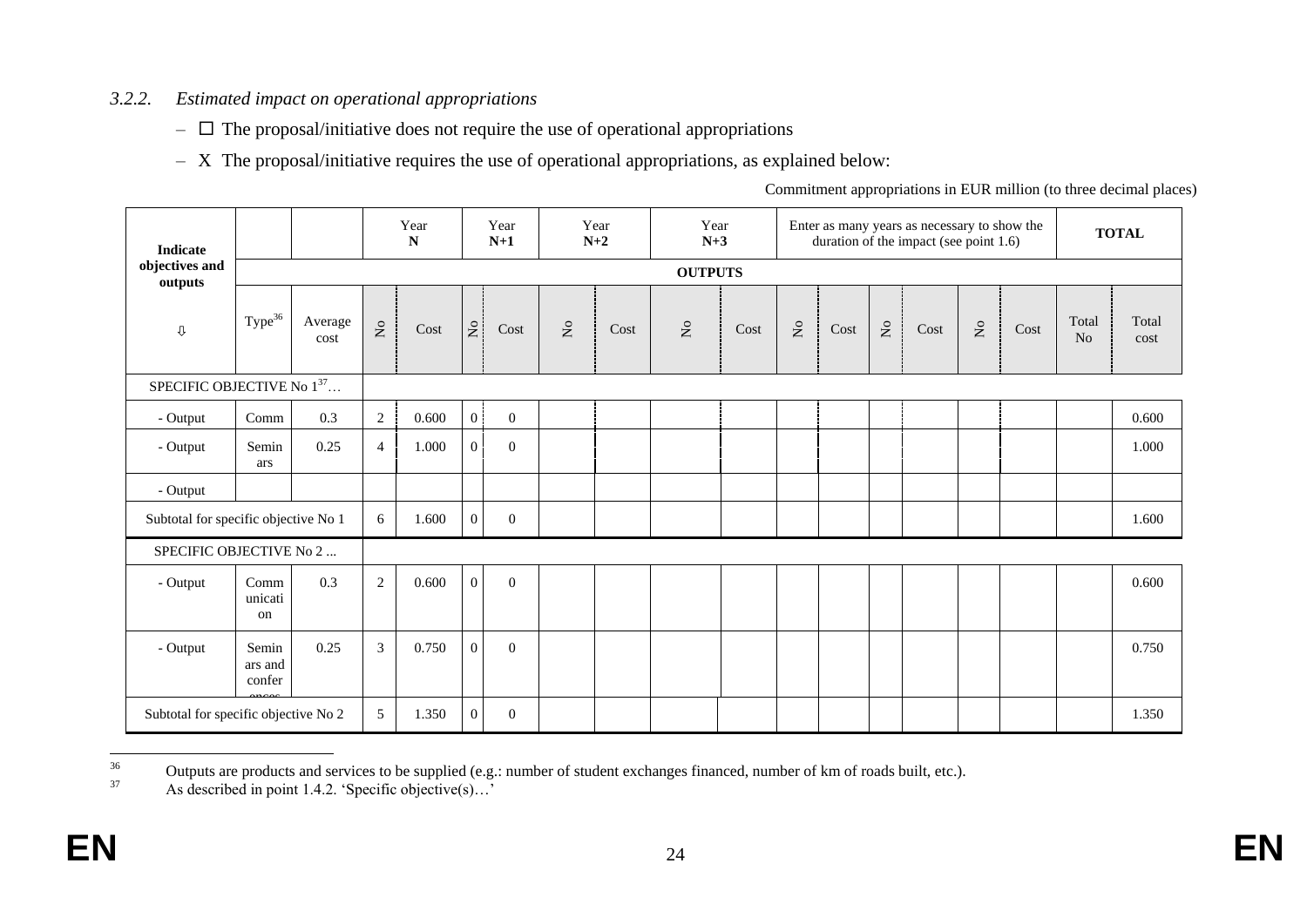*3.2.2. Estimated impact on operational appropriations*

- ☐ The proposal/initiative does not require the use of operational appropriations
- X The proposal/initiative requires the use of operational appropriations, as explained below:

Commitment appropriations in EUR million (to three decimal places)

| Indicate objectives and outputs | | | Year N | | Year N+1 | | Year N+2 | | Year N+3 | | Enter as many years as necessary to show the duration of the impact (see point 1.6) | | | | | | TOTAL | |
|---|---|---|---|---|---|---|---|---|---|---|---|---|---|---|---|---|---|---|
| | OUTPUTS | | | | | | | | | | | | | | | | | |
| ⇩ | Type[36] | Average cost | No | Cost | No | Cost | No | Cost | No | Cost | No | Cost | No | Cost | No | Cost | Total No | Total cost |
| SPECIFIC OBJECTIVE No 1[37]… | | | | | | | | | | | | | | | | | | |
| - Output | Comm | 0.3 | 2 | 0.600 | 0 | 0 | | | | | | | | | | | | 0.600 |
| - Output | Seminars | 0.25 | 4 | 1.000 | 0 | 0 | | | | | | | | | | | | 1.000 |
| - Output | | | | | | | | | | | | | | | | | | |
| Subtotal for specific objective No 1 | | | 6 | 1.600 | 0 | 0 | | | | | | | | | | | | 1.600 |
| SPECIFIC OBJECTIVE No 2 ... | | | | | | | | | | | | | | | | | | |
| - Output | Communication | 0.3 | 2 | 0.600 | 0 | 0 | | | | | | | | | | | | 0.600 |
| - Output | Seminars and conferences | 0.25 | 3 | 0.750 | 0 | 0 | | | | | | | | | | | | 0.750 |
| Subtotal for specific objective No 2 | | | 5 | 1.350 | 0 | 0 | | | | | | | | | | | | 1.350 |

[36] Outputs are products and services to be supplied (e.g.: number of student exchanges financed, number of km of roads built, etc.).

[37] As described in point 1.4.2. 'Specific objective(s)…'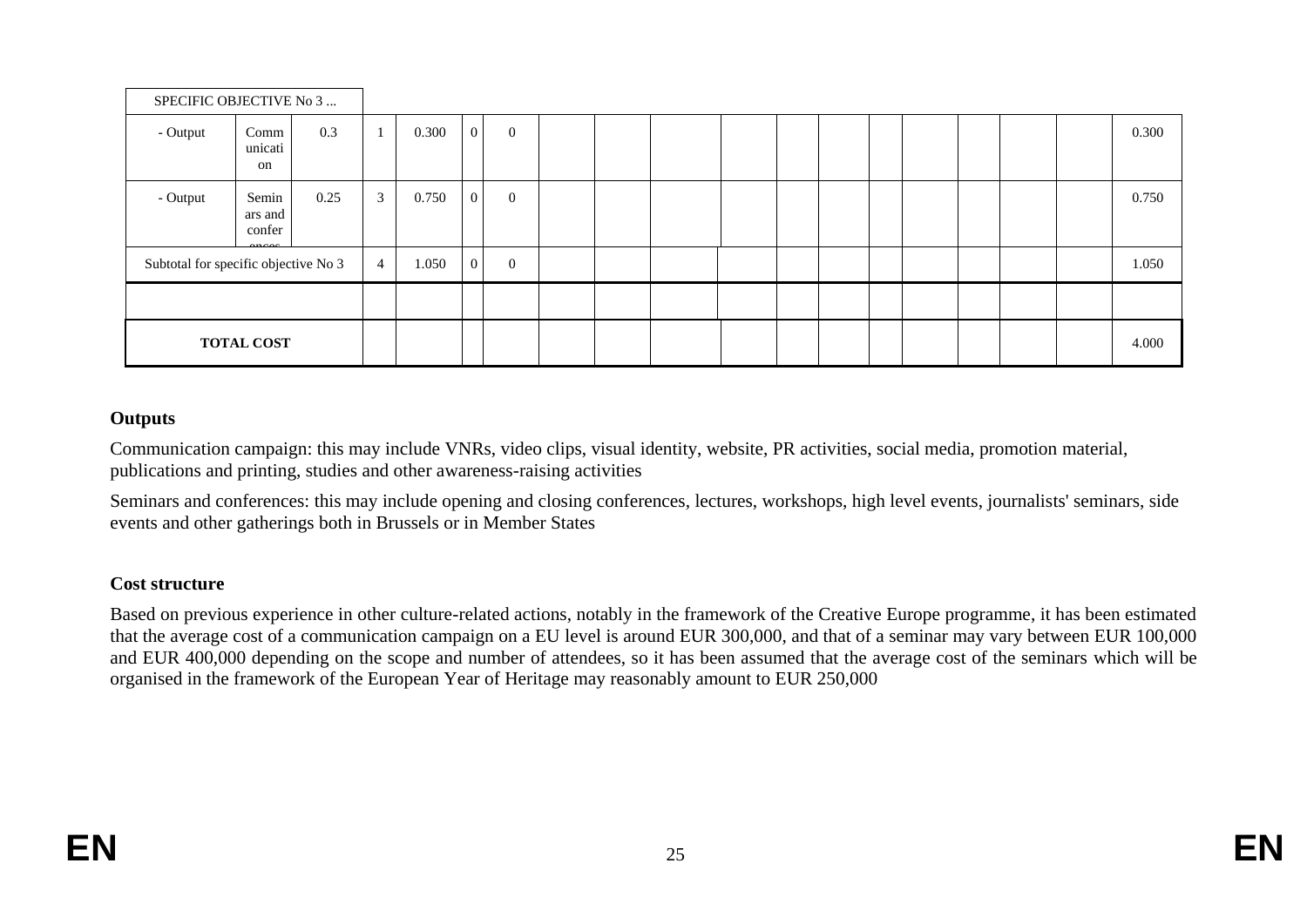| SPECIFIC OBJECTIVE No 3 ... | | | | | | | | | | | | | | | | | | |
|---|---|---|---|---|---|---|---|---|---|---|---|---|---|---|---|---|---|---|
| - Output | Communication | 0.3 | 1 | 0.300 | 0 | 0 | | | | | | | | | | | | 0.300 |
| - Output | Seminars and conferences | 0.25 | 3 | 0.750 | 0 | 0 | | | | | | | | | | | | 0.750 |
| Subtotal for specific objective No 3 | | | 4 | 1.050 | 0 | 0 | | | | | | | | | | | | 1.050 |
| | | | | | | | | | | | | | | | | | | |
| **TOTAL COST** | | | | | | | | | | | | | | | | | | 4.000 |

**Outputs**

Communication campaign: this may include VNRs, video clips, visual identity, website, PR activities, social media, promotion material, publications and printing, studies and other awareness-raising activities

Seminars and conferences: this may include opening and closing conferences, lectures, workshops, high level events, journalists' seminars, side events and other gatherings both in Brussels or in Member States

**Cost structure**

Based on previous experience in other culture-related actions, notably in the framework of the Creative Europe programme, it has been estimated that the average cost of a communication campaign on a EU level is around EUR 300,000, and that of a seminar may vary between EUR 100,000 and EUR 400,000 depending on the scope and number of attendees, so it has been assumed that the average cost of the seminars which will be organised in the framework of the European Year of Heritage may reasonably amount to EUR 250,000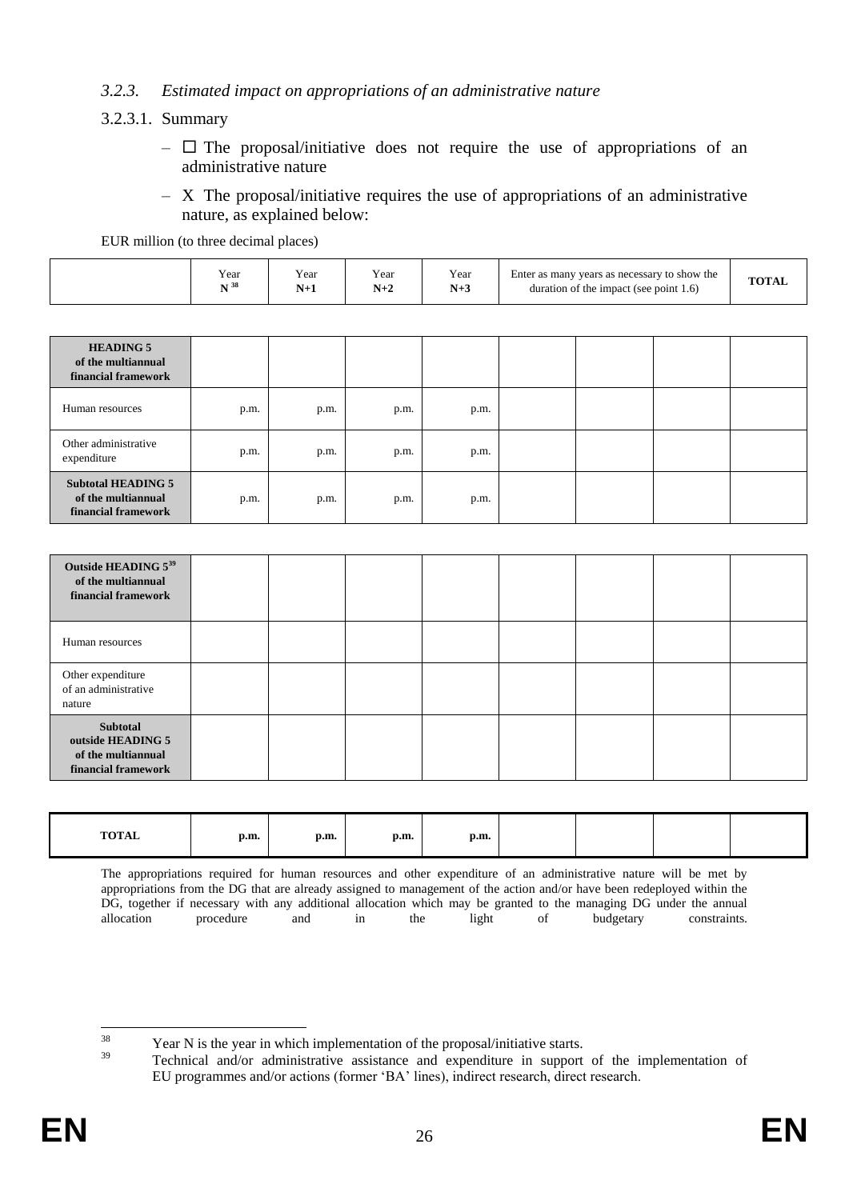### *3.2.3. Estimated impact on appropriations of an administrative nature*

3.2.3.1. Summary

- ☐ The proposal/initiative does not require the use of appropriations of an administrative nature
- X The proposal/initiative requires the use of appropriations of an administrative nature, as explained below:

EUR million (to three decimal places)

| | Year N[38] | Year N+1 | Year N+2 | Year N+3 | Enter as many years as necessary to show the duration of the impact (see point 1.6) | | | TOTAL |
|---|---|---|---|---|---|---|---|---|
| **HEADING 5 of the multiannual financial framework** | | | | | | | | |
| Human resources | p.m. | p.m. | p.m. | p.m. | | | | |
| Other administrative expenditure | p.m. | p.m. | p.m. | p.m. | | | | |
| **Subtotal HEADING 5 of the multiannual financial framework** | p.m. | p.m. | p.m. | p.m. | | | | |
| **Outside HEADING 5[39] of the multiannual financial framework** | | | | | | | | |
| Human resources | | | | | | | | |
| Other expenditure of an administrative nature | | | | | | | | |
| **Subtotal outside HEADING 5 of the multiannual financial framework** | | | | | | | | |
| **TOTAL** | **p.m.** | **p.m.** | **p.m.** | **p.m.** | | | | |

The appropriations required for human resources and other expenditure of an administrative nature will be met by appropriations from the DG that are already assigned to management of the action and/or have been redeployed within the DG, together if necessary with any additional allocation which may be granted to the managing DG under the annual allocation procedure and in the light of budgetary constraints.

---

[38] Year N is the year in which implementation of the proposal/initiative starts.

[39] Technical and/or administrative assistance and expenditure in support of the implementation of EU programmes and/or actions (former 'BA' lines), indirect research, direct research.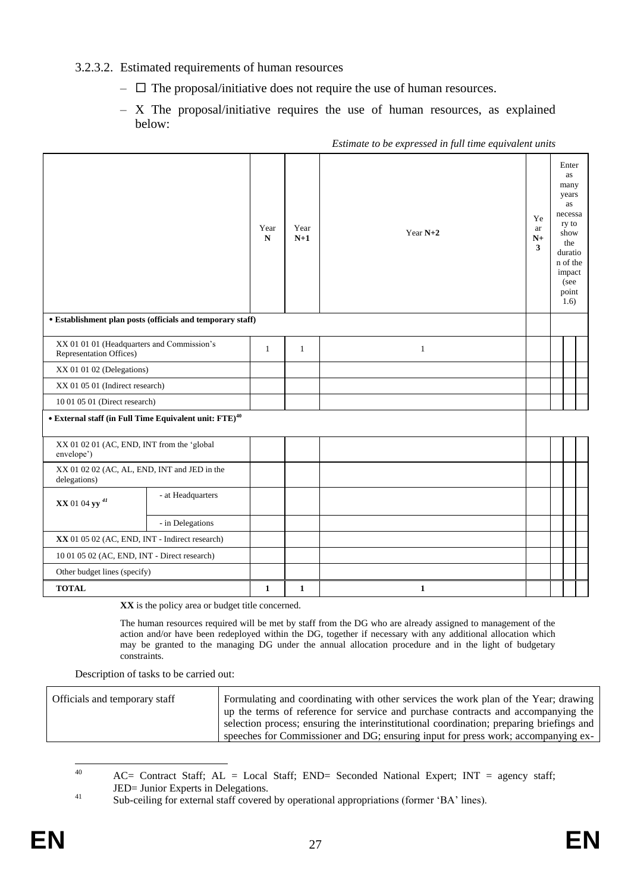3.2.3.2. Estimated requirements of human resources

– ☐ The proposal/initiative does not require the use of human resources.

– X The proposal/initiative requires the use of human resources, as explained below:

*Estimate to be expressed in full time equivalent units*

| | | Year **N** | Year **N+1** | Year **N+2** | Year **N+3** | Enter as many years as necessary to show the duration of the impact (see point 1.6) | | |
|---|---|---|---|---|---|---|---|---|
| **• Establishment plan posts (officials and temporary staff)** | | | | | | | | |
| XX 01 01 01 (Headquarters and Commission's Representation Offices) | | 1 | 1 | 1 | | | | |
| XX 01 01 02 (Delegations) | | | | | | | | |
| XX 01 05 01 (Indirect research) | | | | | | | | |
| 10 01 05 01 (Direct research) | | | | | | | | |
| **• External staff (in Full Time Equivalent unit: FTE)**[40] | | | | | | | | |
| XX 01 02 01 (AC, END, INT from the 'global envelope') | | | | | | | | |
| XX 01 02 02 (AC, AL, END, INT and JED in the delegations) | | | | | | | | |
| **XX** 01 04 **yy** [41] | - at Headquarters | | | | | | | |
| | - in Delegations | | | | | | | |
| **XX** 01 05 02 (AC, END, INT - Indirect research) | | | | | | | | |
| 10 01 05 02 (AC, END, INT - Direct research) | | | | | | | | |
| Other budget lines (specify) | | | | | | | | |
| **TOTAL** | | **1** | **1** | **1** | | | | |

**XX** is the policy area or budget title concerned.

The human resources required will be met by staff from the DG who are already assigned to management of the action and/or have been redeployed within the DG, together if necessary with any additional allocation which may be granted to the managing DG under the annual allocation procedure and in the light of budgetary constraints.

Description of tasks to be carried out:

| Officials and temporary staff | Formulating and coordinating with other services the work plan of the Year; drawing up the terms of reference for service and purchase contracts and accompanying the selection process; ensuring the interinstitutional coordination; preparing briefings and speeches for Commissioner and DG; ensuring input for press work; accompanying ex- |
|---|---|

[40] AC= Contract Staff; AL = Local Staff; END= Seconded National Expert; INT = agency staff; JED= Junior Experts in Delegations.

[41] Sub-ceiling for external staff covered by operational appropriations (former 'BA' lines).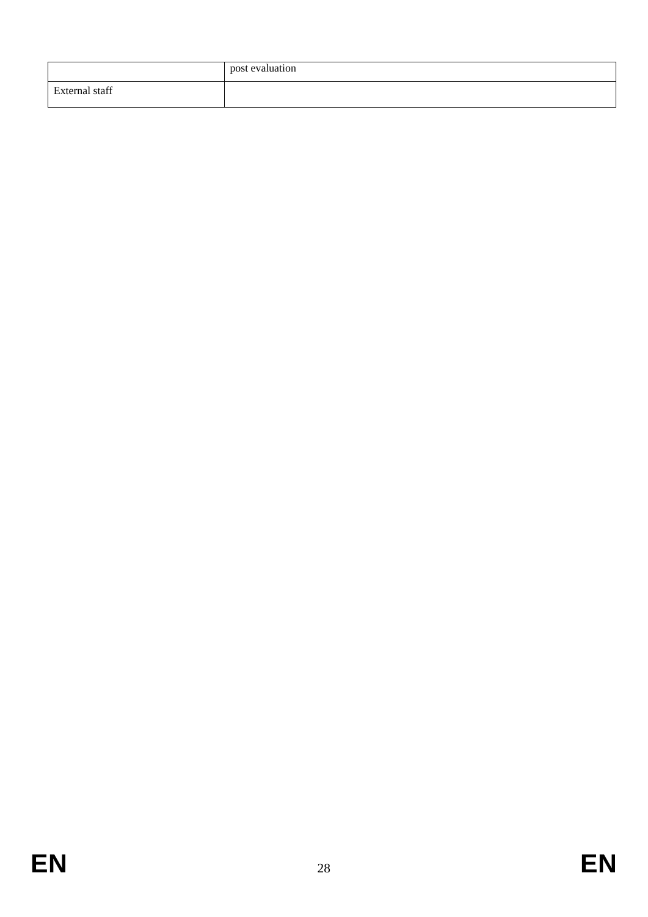| | post evaluation |
|---|---|
| External staff | |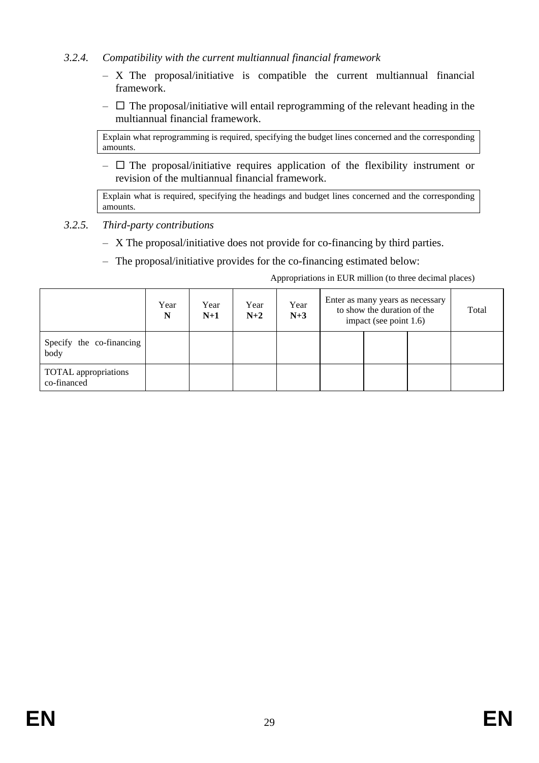### 3.2.4. *Compatibility with the current multiannual financial framework*

- X The proposal/initiative is compatible the current multiannual financial framework.
- ☐ The proposal/initiative will entail reprogramming of the relevant heading in the multiannual financial framework.

| Explain what reprogramming is required, specifying the budget lines concerned and the corresponding amounts. |
|---|

- ☐ The proposal/initiative requires application of the flexibility instrument or revision of the multiannual financial framework.

| Explain what is required, specifying the headings and budget lines concerned and the corresponding amounts. |
|---|

### 3.2.5. *Third-party contributions*

- X The proposal/initiative does not provide for co-financing by third parties.
- The proposal/initiative provides for the co-financing estimated below:

Appropriations in EUR million (to three decimal places)

| | Year **N** | Year **N+1** | Year **N+2** | Year **N+3** | Enter as many years as necessary to show the duration of the impact (see point 1.6) | | | Total |
|---|---|---|---|---|---|---|---|---|
| Specify the co-financing body | | | | | | | | |
| TOTAL appropriations co-financed | | | | | | | | |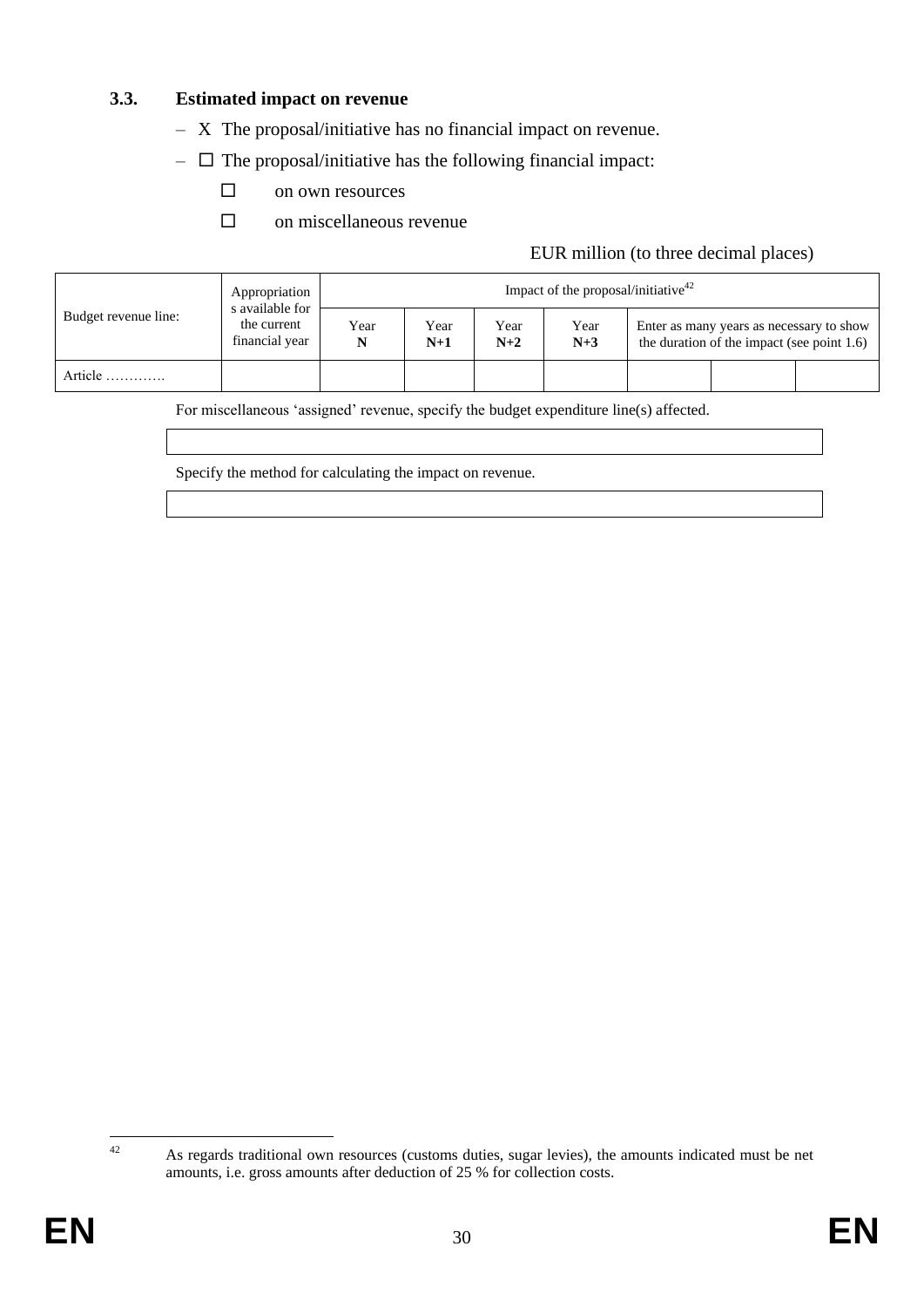### 3.3. Estimated impact on revenue

- X The proposal/initiative has no financial impact on revenue.
- ☐ The proposal/initiative has the following financial impact:
  - ☐ on own resources
  - ☐ on miscellaneous revenue

EUR million (to three decimal places)

| Budget revenue line: | Appropriations available for the current financial year | Impact of the proposal/initiative[42] | | | | | | |
|---|---|---|---|---|---|---|---|---|
| | | Year **N** | Year **N+1** | Year **N+2** | Year **N+3** | Enter as many years as necessary to show the duration of the impact (see point 1.6) | | |
| Article …………. | | | | | | | | |

For miscellaneous ‘assigned’ revenue, specify the budget expenditure line(s) affected.

| |
|---|
| |

Specify the method for calculating the impact on revenue.

| |
|---|
| |

[42] As regards traditional own resources (customs duties, sugar levies), the amounts indicated must be net amounts, i.e. gross amounts after deduction of 25 % for collection costs.